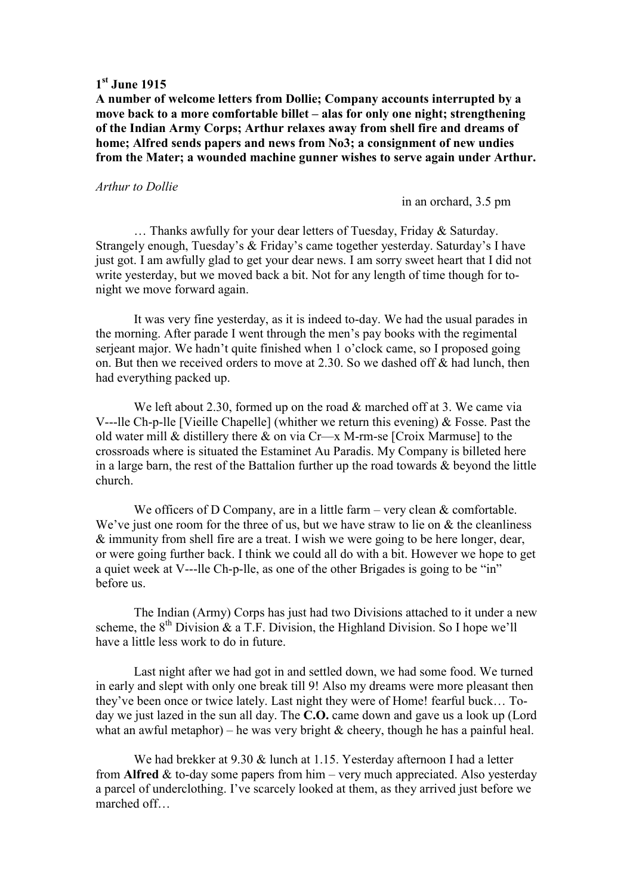**1st June 1915**

**A number of welcome letters from Dollie; Company accounts interrupted by a move back to a more comfortable billet – alas for only one night; strengthening of the Indian Army Corps; Arthur relaxes away from shell fire and dreams of home; Alfred sends papers and news from No3; a consignment of new undies from the Mater; a wounded machine gunner wishes to serve again under Arthur.**

*Arthur to Dollie*

in an orchard, 3.5 pm

… Thanks awfully for your dear letters of Tuesday, Friday & Saturday. Strangely enough, Tuesday's & Friday's came together yesterday. Saturday's I have just got. I am awfully glad to get your dear news. I am sorry sweet heart that I did not write yesterday, but we moved back a bit. Not for any length of time though for to-night we move forward again.

It was very fine yesterday, as it is indeed to-day. We had the usual parades in the morning. After parade I went through the men's pay books with the regimental serjeant major. We hadn't quite finished when 1 o'clock came, so I proposed going on. But then we received orders to move at 2.30. So we dashed off & had lunch, then had everything packed up.

We left about 2.30, formed up on the road & marched off at 3. We came via V---lle Ch-p-lle [Vieille Chapelle] (whither we return this evening) & Fosse. Past the old water mill & distillery there & on via Cr—x M-rm-se [Croix Marmuse] to the crossroads where is situated the Estaminet Au Paradis. My Company is billeted here in a large barn, the rest of the Battalion further up the road towards & beyond the little church.

We officers of D Company, are in a little farm – very clean & comfortable. We've just one room for the three of us, but we have straw to lie on & the cleanliness & immunity from shell fire are a treat. I wish we were going to be here longer, dear, or were going further back. I think we could all do with a bit. However we hope to get a quiet week at V---lle Ch-p-lle, as one of the other Brigades is going to be "in" before us.

The Indian (Army) Corps has just had two Divisions attached to it under a new scheme, the 8th Division & a T.F. Division, the Highland Division. So I hope we'll have a little less work to do in future.

Last night after we had got in and settled down, we had some food. We turned in early and slept with only one break till 9! Also my dreams were more pleasant then they've been once or twice lately. Last night they were of Home! fearful buck… To-day we just lazed in the sun all day. The **C.O.** came down and gave us a look up (Lord what an awful metaphor) – he was very bright & cheery, though he has a painful heal.

We had brekker at 9.30 & lunch at 1.15. Yesterday afternoon I had a letter from **Alfred** & to-day some papers from him – very much appreciated. Also yesterday a parcel of underclothing. I've scarcely looked at them, as they arrived just before we marched off…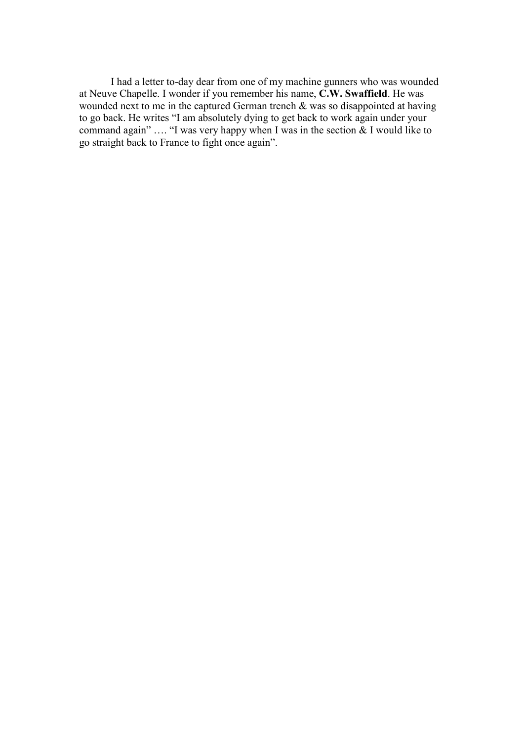I had a letter to-day dear from one of my machine gunners who was wounded at Neuve Chapelle. I wonder if you remember his name, **C.W. Swaffield**. He was wounded next to me in the captured German trench & was so disappointed at having to go back. He writes "I am absolutely dying to get back to work again under your command again" …. "I was very happy when I was in the section & I would like to go straight back to France to fight once again".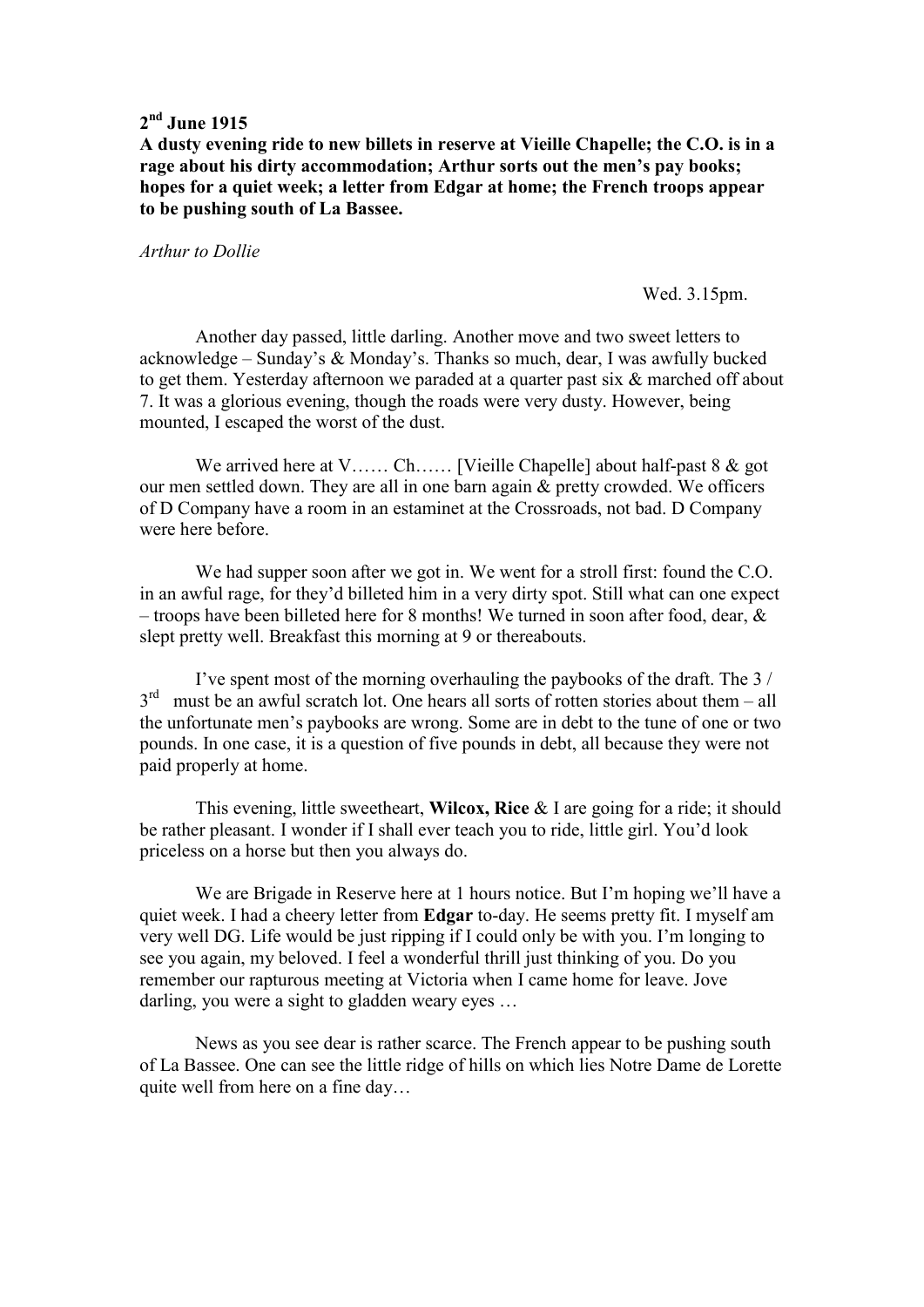**2nd June 1915**

**A dusty evening ride to new billets in reserve at Vieille Chapelle; the C.O. is in a rage about his dirty accommodation; Arthur sorts out the men's pay books; hopes for a quiet week; a letter from Edgar at home; the French troops appear to be pushing south of La Bassee.**

*Arthur to Dollie*

Wed. 3.15pm.

Another day passed, little darling. Another move and two sweet letters to acknowledge – Sunday's & Monday's. Thanks so much, dear, I was awfully bucked to get them. Yesterday afternoon we paraded at a quarter past six & marched off about 7. It was a glorious evening, though the roads were very dusty. However, being mounted, I escaped the worst of the dust.

We arrived here at V…… Ch…… [Vieille Chapelle] about half-past 8 & got our men settled down. They are all in one barn again & pretty crowded. We officers of D Company have a room in an estaminet at the Crossroads, not bad. D Company were here before.

We had supper soon after we got in. We went for a stroll first: found the C.O. in an awful rage, for they'd billeted him in a very dirty spot. Still what can one expect – troops have been billeted here for 8 months! We turned in soon after food, dear, & slept pretty well. Breakfast this morning at 9 or thereabouts.

I've spent most of the morning overhauling the paybooks of the draft. The 3 / 3rd must be an awful scratch lot. One hears all sorts of rotten stories about them – all the unfortunate men's paybooks are wrong. Some are in debt to the tune of one or two pounds. In one case, it is a question of five pounds in debt, all because they were not paid properly at home.

This evening, little sweetheart, **Wilcox, Rice** & I are going for a ride; it should be rather pleasant. I wonder if I shall ever teach you to ride, little girl. You'd look priceless on a horse but then you always do.

We are Brigade in Reserve here at 1 hours notice. But I'm hoping we'll have a quiet week. I had a cheery letter from **Edgar** to-day. He seems pretty fit. I myself am very well DG. Life would be just ripping if I could only be with you. I'm longing to see you again, my beloved. I feel a wonderful thrill just thinking of you. Do you remember our rapturous meeting at Victoria when I came home for leave. Jove darling, you were a sight to gladden weary eyes …

News as you see dear is rather scarce. The French appear to be pushing south of La Bassee. One can see the little ridge of hills on which lies Notre Dame de Lorette quite well from here on a fine day…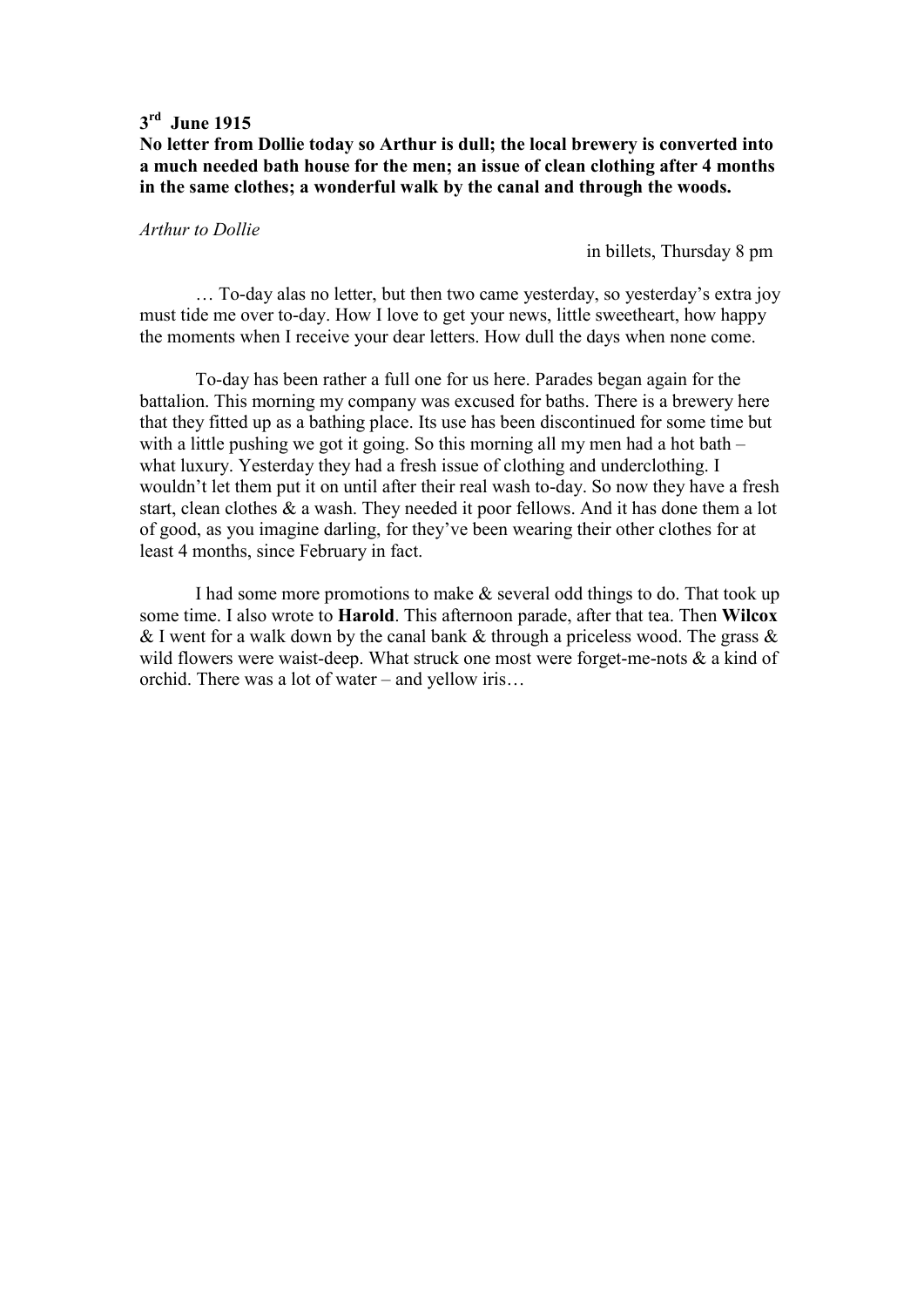**3rd June 1915**

**No letter from Dollie today so Arthur is dull; the local brewery is converted into a much needed bath house for the men; an issue of clean clothing after 4 months in the same clothes; a wonderful walk by the canal and through the woods.**

*Arthur to Dollie*

in billets, Thursday 8 pm

… To-day alas no letter, but then two came yesterday, so yesterday's extra joy must tide me over to-day. How I love to get your news, little sweetheart, how happy the moments when I receive your dear letters. How dull the days when none come.

To-day has been rather a full one for us here. Parades began again for the battalion. This morning my company was excused for baths. There is a brewery here that they fitted up as a bathing place. Its use has been discontinued for some time but with a little pushing we got it going. So this morning all my men had a hot bath – what luxury. Yesterday they had a fresh issue of clothing and underclothing. I wouldn't let them put it on until after their real wash to-day. So now they have a fresh start, clean clothes & a wash. They needed it poor fellows. And it has done them a lot of good, as you imagine darling, for they've been wearing their other clothes for at least 4 months, since February in fact.

I had some more promotions to make & several odd things to do. That took up some time. I also wrote to **Harold**. This afternoon parade, after that tea. Then **Wilcox** & I went for a walk down by the canal bank & through a priceless wood. The grass & wild flowers were waist-deep. What struck one most were forget-me-nots & a kind of orchid. There was a lot of water – and yellow iris…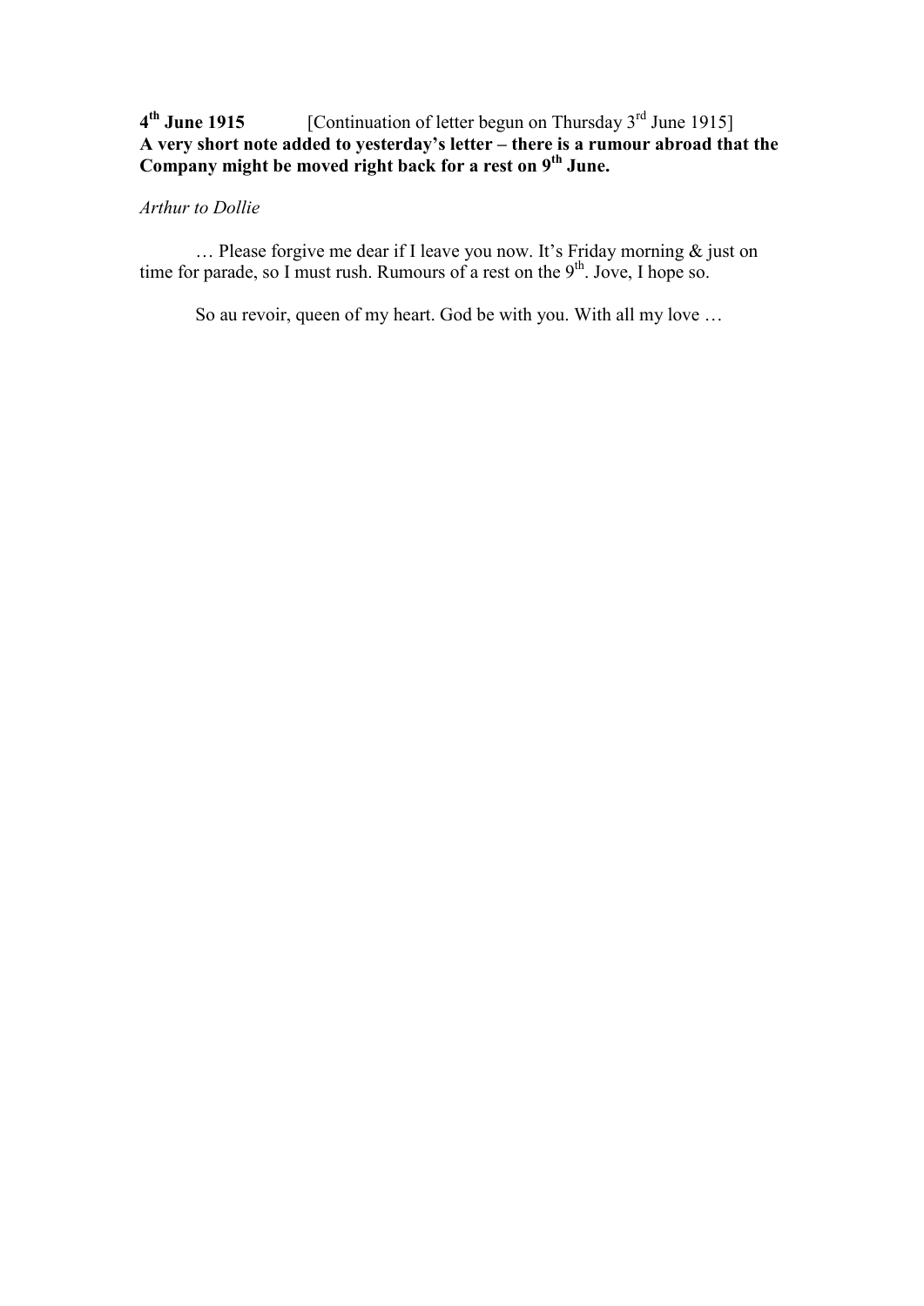**4th June 1915** [Continuation of letter begun on Thursday 3rd June 1915]
**A very short note added to yesterday's letter – there is a rumour abroad that the Company might be moved right back for a rest on 9th June.**

*Arthur to Dollie*

… Please forgive me dear if I leave you now. It's Friday morning & just on time for parade, so I must rush. Rumours of a rest on the 9th. Jove, I hope so.

So au revoir, queen of my heart. God be with you. With all my love …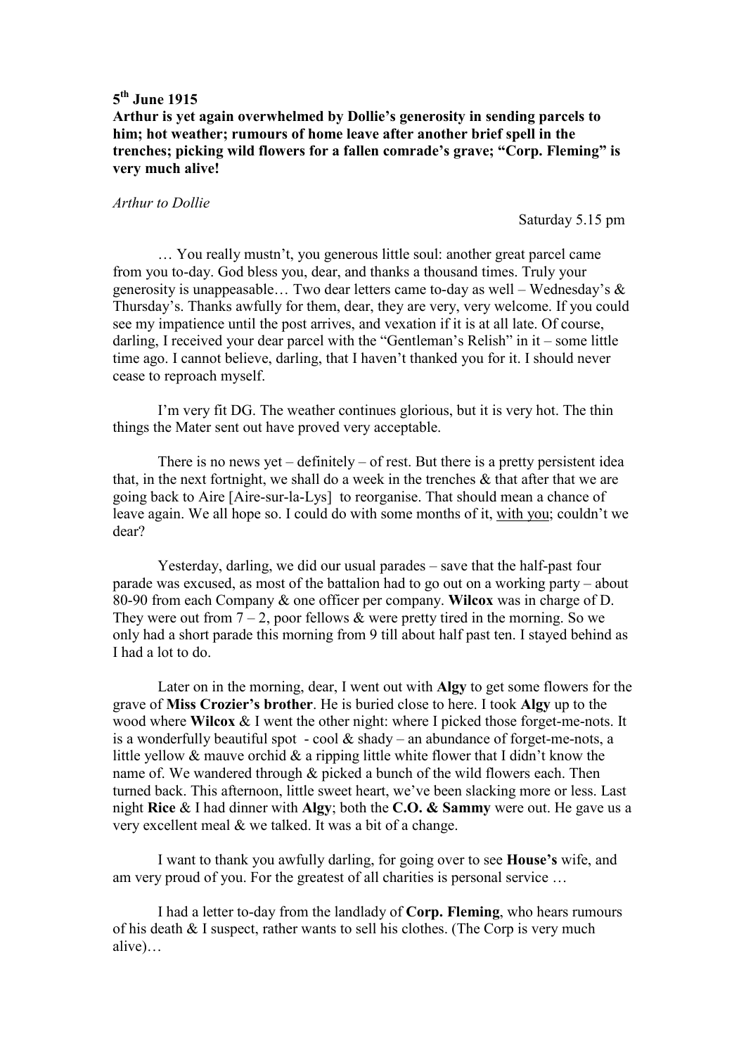**5th June 1915**

**Arthur is yet again overwhelmed by Dollie's generosity in sending parcels to him; hot weather; rumours of home leave after another brief spell in the trenches; picking wild flowers for a fallen comrade's grave; "Corp. Fleming" is very much alive!**

*Arthur to Dollie*

Saturday 5.15 pm

… You really mustn't, you generous little soul: another great parcel came from you to-day. God bless you, dear, and thanks a thousand times. Truly your generosity is unappeasable… Two dear letters came to-day as well – Wednesday's & Thursday's. Thanks awfully for them, dear, they are very, very welcome. If you could see my impatience until the post arrives, and vexation if it is at all late. Of course, darling, I received your dear parcel with the "Gentleman's Relish" in it – some little time ago. I cannot believe, darling, that I haven't thanked you for it. I should never cease to reproach myself.

I'm very fit DG. The weather continues glorious, but it is very hot. The thin things the Mater sent out have proved very acceptable.

There is no news yet – definitely – of rest. But there is a pretty persistent idea that, in the next fortnight, we shall do a week in the trenches & that after that we are going back to Aire [Aire-sur-la-Lys] to reorganise. That should mean a chance of leave again. We all hope so. I could do with some months of it, <u>with you</u>; couldn't we dear?

Yesterday, darling, we did our usual parades – save that the half-past four parade was excused, as most of the battalion had to go out on a working party – about 80-90 from each Company & one officer per company. **Wilcox** was in charge of D. They were out from 7 – 2, poor fellows & were pretty tired in the morning. So we only had a short parade this morning from 9 till about half past ten. I stayed behind as I had a lot to do.

Later on in the morning, dear, I went out with **Algy** to get some flowers for the grave of **Miss Crozier's brother**. He is buried close to here. I took **Algy** up to the wood where **Wilcox** & I went the other night: where I picked those forget-me-nots. It is a wonderfully beautiful spot - cool & shady – an abundance of forget-me-nots, a little yellow & mauve orchid & a ripping little white flower that I didn't know the name of. We wandered through & picked a bunch of the wild flowers each. Then turned back. This afternoon, little sweet heart, we've been slacking more or less. Last night **Rice** & I had dinner with **Algy**; both the **C.O. & Sammy** were out. He gave us a very excellent meal & we talked. It was a bit of a change.

I want to thank you awfully darling, for going over to see **House's** wife, and am very proud of you. For the greatest of all charities is personal service …

I had a letter to-day from the landlady of **Corp. Fleming**, who hears rumours of his death & I suspect, rather wants to sell his clothes. (The Corp is very much alive)…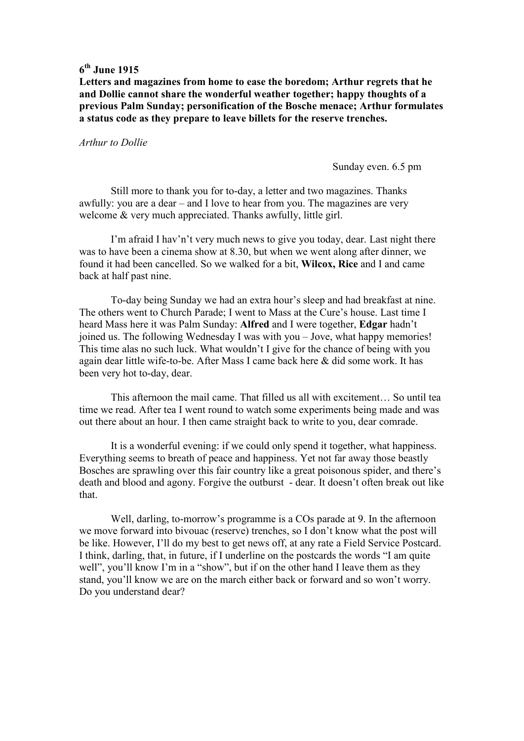**6th June 1915**

**Letters and magazines from home to ease the boredom; Arthur regrets that he and Dollie cannot share the wonderful weather together; happy thoughts of a previous Palm Sunday; personification of the Bosche menace; Arthur formulates a status code as they prepare to leave billets for the reserve trenches.**

*Arthur to Dollie*

Sunday even. 6.5 pm

Still more to thank you for to-day, a letter and two magazines. Thanks awfully: you are a dear – and I love to hear from you. The magazines are very welcome & very much appreciated. Thanks awfully, little girl.

I'm afraid I hav'n't very much news to give you today, dear. Last night there was to have been a cinema show at 8.30, but when we went along after dinner, we found it had been cancelled. So we walked for a bit, **Wilcox, Rice** and I and came back at half past nine.

To-day being Sunday we had an extra hour's sleep and had breakfast at nine. The others went to Church Parade; I went to Mass at the Cure's house. Last time I heard Mass here it was Palm Sunday: **Alfred** and I were together, **Edgar** hadn't joined us. The following Wednesday I was with you – Jove, what happy memories! This time alas no such luck. What wouldn't I give for the chance of being with you again dear little wife-to-be. After Mass I came back here & did some work. It has been very hot to-day, dear.

This afternoon the mail came. That filled us all with excitement… So until tea time we read. After tea I went round to watch some experiments being made and was out there about an hour. I then came straight back to write to you, dear comrade.

It is a wonderful evening: if we could only spend it together, what happiness. Everything seems to breath of peace and happiness. Yet not far away those beastly Bosches are sprawling over this fair country like a great poisonous spider, and there's death and blood and agony. Forgive the outburst - dear. It doesn't often break out like that.

Well, darling, to-morrow's programme is a COs parade at 9. In the afternoon we move forward into bivouac (reserve) trenches, so I don't know what the post will be like. However, I'll do my best to get news off, at any rate a Field Service Postcard. I think, darling, that, in future, if I underline on the postcards the words "I am quite well", you'll know I'm in a "show", but if on the other hand I leave them as they stand, you'll know we are on the march either back or forward and so won't worry. Do you understand dear?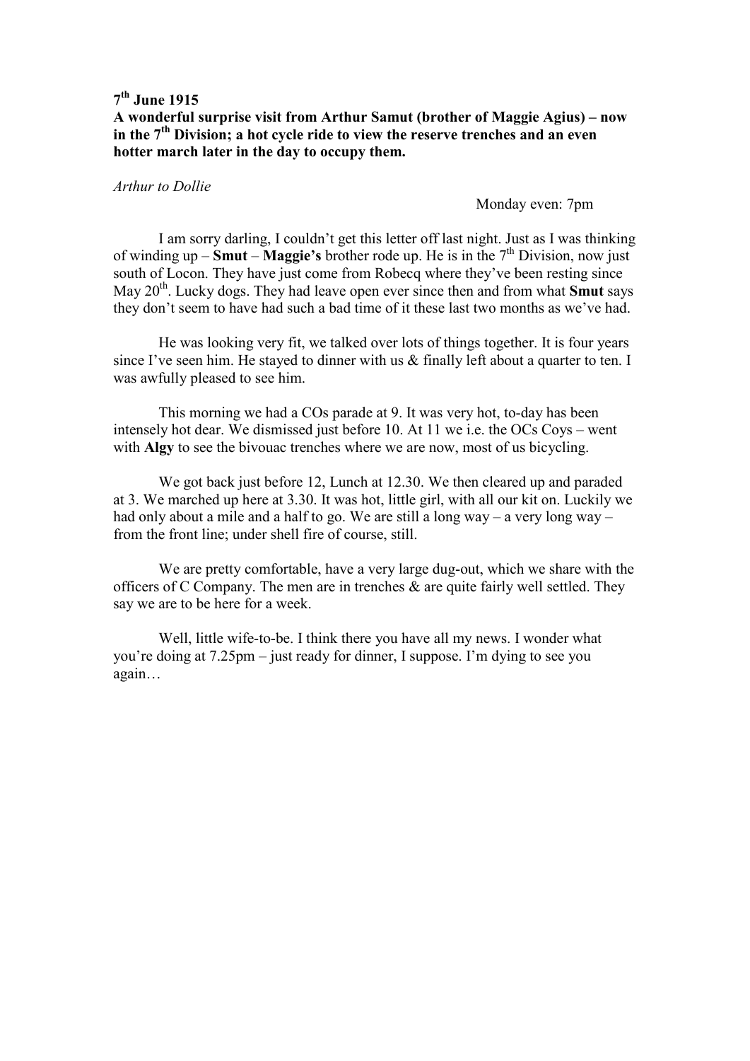**7th June 1915**
**A wonderful surprise visit from Arthur Samut (brother of Maggie Agius) – now in the 7th Division; a hot cycle ride to view the reserve trenches and an even hotter march later in the day to occupy them.**

*Arthur to Dollie*

Monday even: 7pm

I am sorry darling, I couldn't get this letter off last night. Just as I was thinking of winding up – **Smut** – **Maggie's** brother rode up. He is in the 7th Division, now just south of Locon. They have just come from Robecq where they've been resting since May 20th. Lucky dogs. They had leave open ever since then and from what **Smut** says they don't seem to have had such a bad time of it these last two months as we've had.

He was looking very fit, we talked over lots of things together. It is four years since I've seen him. He stayed to dinner with us & finally left about a quarter to ten. I was awfully pleased to see him.

This morning we had a COs parade at 9. It was very hot, to-day has been intensely hot dear. We dismissed just before 10. At 11 we i.e. the OCs Coys – went with **Algy** to see the bivouac trenches where we are now, most of us bicycling.

We got back just before 12, Lunch at 12.30. We then cleared up and paraded at 3. We marched up here at 3.30. It was hot, little girl, with all our kit on. Luckily we had only about a mile and a half to go. We are still a long way – a very long way – from the front line; under shell fire of course, still.

We are pretty comfortable, have a very large dug-out, which we share with the officers of C Company. The men are in trenches & are quite fairly well settled. They say we are to be here for a week.

Well, little wife-to-be. I think there you have all my news. I wonder what you're doing at 7.25pm – just ready for dinner, I suppose. I'm dying to see you again…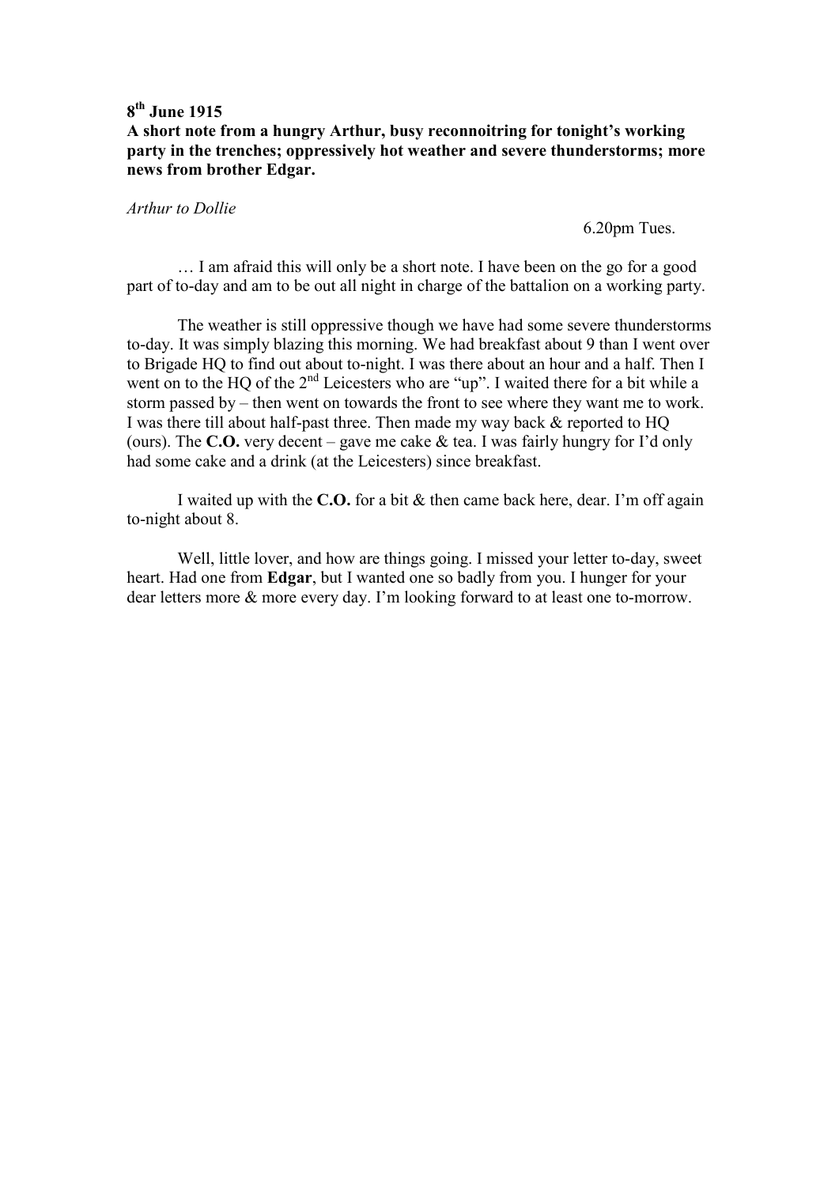**8th June 1915**

**A short note from a hungry Arthur, busy reconnoitring for tonight's working party in the trenches; oppressively hot weather and severe thunderstorms; more news from brother Edgar.**

*Arthur to Dollie*

6.20pm Tues.

… I am afraid this will only be a short note. I have been on the go for a good part of to-day and am to be out all night in charge of the battalion on a working party.

The weather is still oppressive though we have had some severe thunderstorms to-day. It was simply blazing this morning. We had breakfast about 9 than I went over to Brigade HQ to find out about to-night. I was there about an hour and a half. Then I went on to the HQ of the 2nd Leicesters who are "up". I waited there for a bit while a storm passed by – then went on towards the front to see where they want me to work. I was there till about half-past three. Then made my way back & reported to HQ (ours). The **C.O.** very decent – gave me cake & tea. I was fairly hungry for I'd only had some cake and a drink (at the Leicesters) since breakfast.

I waited up with the **C.O.** for a bit & then came back here, dear. I'm off again to-night about 8.

Well, little lover, and how are things going. I missed your letter to-day, sweet heart. Had one from **Edgar**, but I wanted one so badly from you. I hunger for your dear letters more & more every day. I'm looking forward to at least one to-morrow.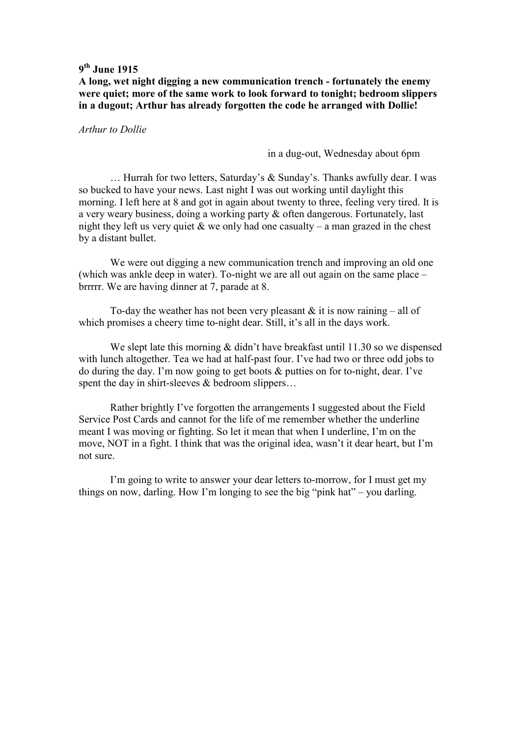**9th June 1915**

**A long, wet night digging a new communication trench - fortunately the enemy were quiet; more of the same work to look forward to tonight; bedroom slippers in a dugout; Arthur has already forgotten the code he arranged with Dollie!**

*Arthur to Dollie*

in a dug-out, Wednesday about 6pm

… Hurrah for two letters, Saturday's & Sunday's. Thanks awfully dear. I was so bucked to have your news. Last night I was out working until daylight this morning. I left here at 8 and got in again about twenty to three, feeling very tired. It is a very weary business, doing a working party & often dangerous. Fortunately, last night they left us very quiet & we only had one casualty – a man grazed in the chest by a distant bullet.

We were out digging a new communication trench and improving an old one (which was ankle deep in water). To-night we are all out again on the same place – brrrrr. We are having dinner at 7, parade at 8.

To-day the weather has not been very pleasant & it is now raining – all of which promises a cheery time to-night dear. Still, it's all in the days work.

We slept late this morning & didn't have breakfast until 11.30 so we dispensed with lunch altogether. Tea we had at half-past four. I've had two or three odd jobs to do during the day. I'm now going to get boots & putties on for to-night, dear. I've spent the day in shirt-sleeves & bedroom slippers…

Rather brightly I've forgotten the arrangements I suggested about the Field Service Post Cards and cannot for the life of me remember whether the underline meant I was moving or fighting. So let it mean that when I underline, I'm on the move, NOT in a fight. I think that was the original idea, wasn't it dear heart, but I'm not sure.

I'm going to write to answer your dear letters to-morrow, for I must get my things on now, darling. How I'm longing to see the big "pink hat" – you darling.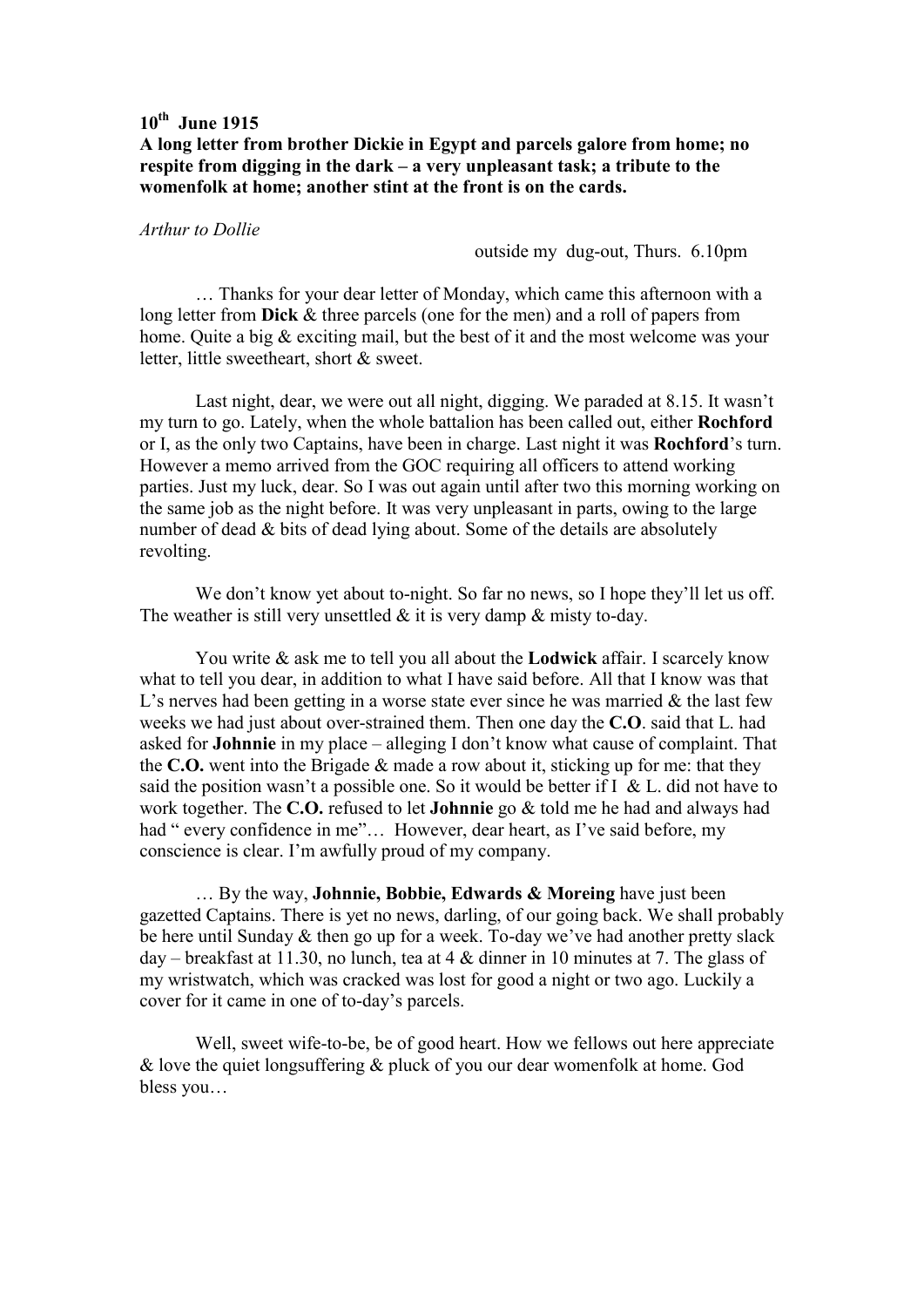**10th June 1915**

**A long letter from brother Dickie in Egypt and parcels galore from home; no respite from digging in the dark – a very unpleasant task; a tribute to the womenfolk at home; another stint at the front is on the cards.**

*Arthur to Dollie*

outside my dug-out, Thurs. 6.10pm

… Thanks for your dear letter of Monday, which came this afternoon with a long letter from **Dick** & three parcels (one for the men) and a roll of papers from home. Quite a big & exciting mail, but the best of it and the most welcome was your letter, little sweetheart, short & sweet.

Last night, dear, we were out all night, digging. We paraded at 8.15. It wasn't my turn to go. Lately, when the whole battalion has been called out, either **Rochford** or I, as the only two Captains, have been in charge. Last night it was **Rochford**'s turn. However a memo arrived from the GOC requiring all officers to attend working parties. Just my luck, dear. So I was out again until after two this morning working on the same job as the night before. It was very unpleasant in parts, owing to the large number of dead & bits of dead lying about. Some of the details are absolutely revolting.

We don't know yet about to-night. So far no news, so I hope they'll let us off. The weather is still very unsettled & it is very damp & misty to-day.

You write & ask me to tell you all about the **Lodwick** affair. I scarcely know what to tell you dear, in addition to what I have said before. All that I know was that L's nerves had been getting in a worse state ever since he was married & the last few weeks we had just about over-strained them. Then one day the **C.O**. said that L. had asked for **Johnnie** in my place – alleging I don't know what cause of complaint. That the **C.O.** went into the Brigade & made a row about it, sticking up for me: that they said the position wasn't a possible one. So it would be better if I & L. did not have to work together. The **C.O.** refused to let **Johnnie** go & told me he had and always had had " every confidence in me"… However, dear heart, as I've said before, my conscience is clear. I'm awfully proud of my company.

… By the way, **Johnnie, Bobbie, Edwards & Moreing** have just been gazetted Captains. There is yet no news, darling, of our going back. We shall probably be here until Sunday & then go up for a week. To-day we've had another pretty slack day – breakfast at 11.30, no lunch, tea at 4 & dinner in 10 minutes at 7. The glass of my wristwatch, which was cracked was lost for good a night or two ago. Luckily a cover for it came in one of to-day's parcels.

Well, sweet wife-to-be, be of good heart. How we fellows out here appreciate & love the quiet longsuffering & pluck of you our dear womenfolk at home. God bless you…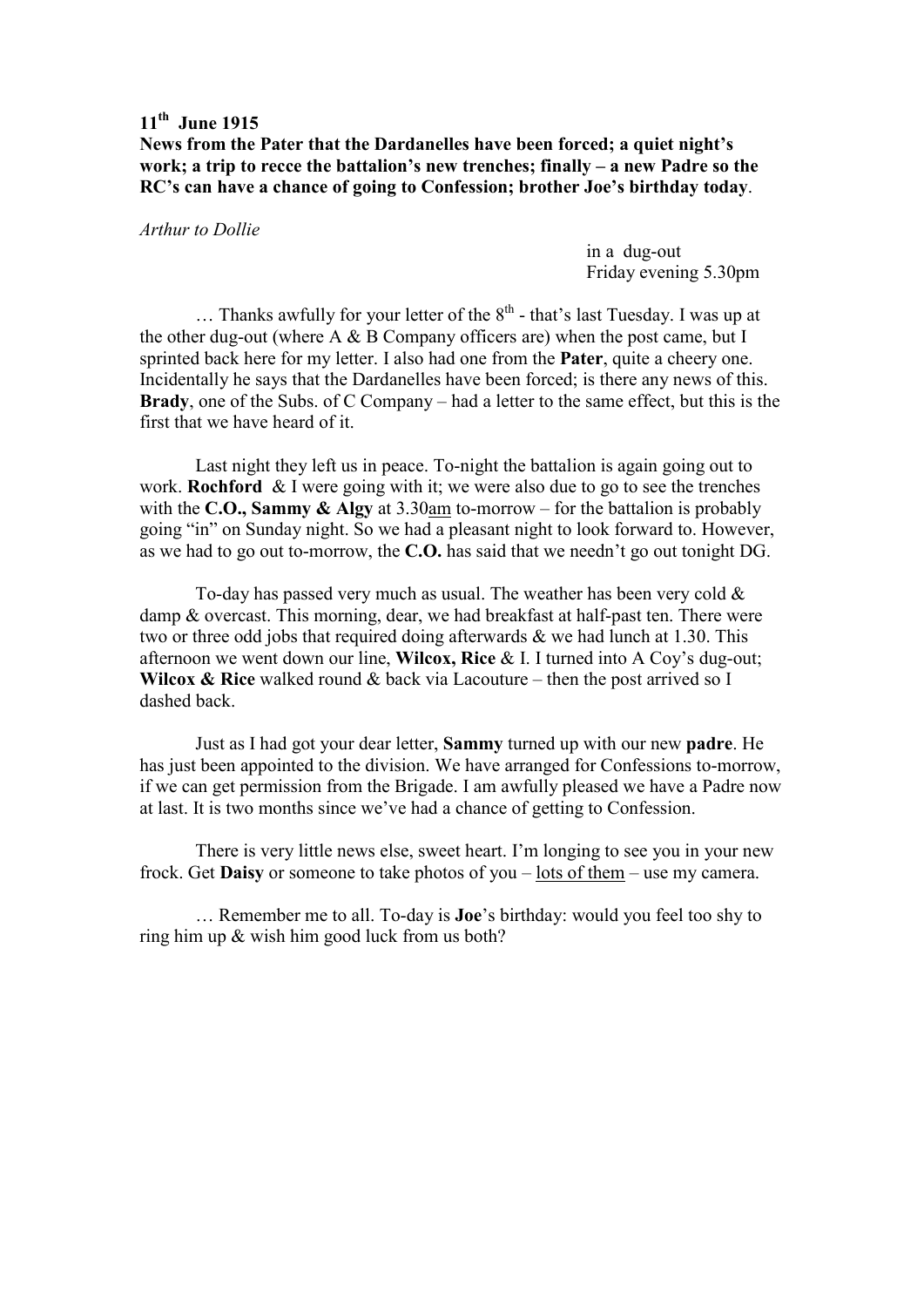**11th June 1915**

**News from the Pater that the Dardanelles have been forced; a quiet night's work; a trip to recce the battalion's new trenches; finally – a new Padre so the RC's can have a chance of going to Confession; brother Joe's birthday today**.

*Arthur to Dollie*

in a dug-out
Friday evening 5.30pm

… Thanks awfully for your letter of the 8th - that's last Tuesday. I was up at the other dug-out (where A & B Company officers are) when the post came, but I sprinted back here for my letter. I also had one from the **Pater**, quite a cheery one. Incidentally he says that the Dardanelles have been forced; is there any news of this. **Brady**, one of the Subs. of C Company – had a letter to the same effect, but this is the first that we have heard of it.

Last night they left us in peace. To-night the battalion is again going out to work. **Rochford** & I were going with it; we were also due to go to see the trenches with the **C.O., Sammy & Algy** at 3.30am to-morrow – for the battalion is probably going "in" on Sunday night. So we had a pleasant night to look forward to. However, as we had to go out to-morrow, the **C.O.** has said that we needn't go out tonight DG.

To-day has passed very much as usual. The weather has been very cold & damp & overcast. This morning, dear, we had breakfast at half-past ten. There were two or three odd jobs that required doing afterwards & we had lunch at 1.30. This afternoon we went down our line, **Wilcox, Rice** & I. I turned into A Coy's dug-out; **Wilcox & Rice** walked round & back via Lacouture – then the post arrived so I dashed back.

Just as I had got your dear letter, **Sammy** turned up with our new **padre**. He has just been appointed to the division. We have arranged for Confessions to-morrow, if we can get permission from the Brigade. I am awfully pleased we have a Padre now at last. It is two months since we've had a chance of getting to Confession.

There is very little news else, sweet heart. I'm longing to see you in your new frock. Get **Daisy** or someone to take photos of you – lots of them – use my camera.

… Remember me to all. To-day is **Joe**'s birthday: would you feel too shy to ring him up & wish him good luck from us both?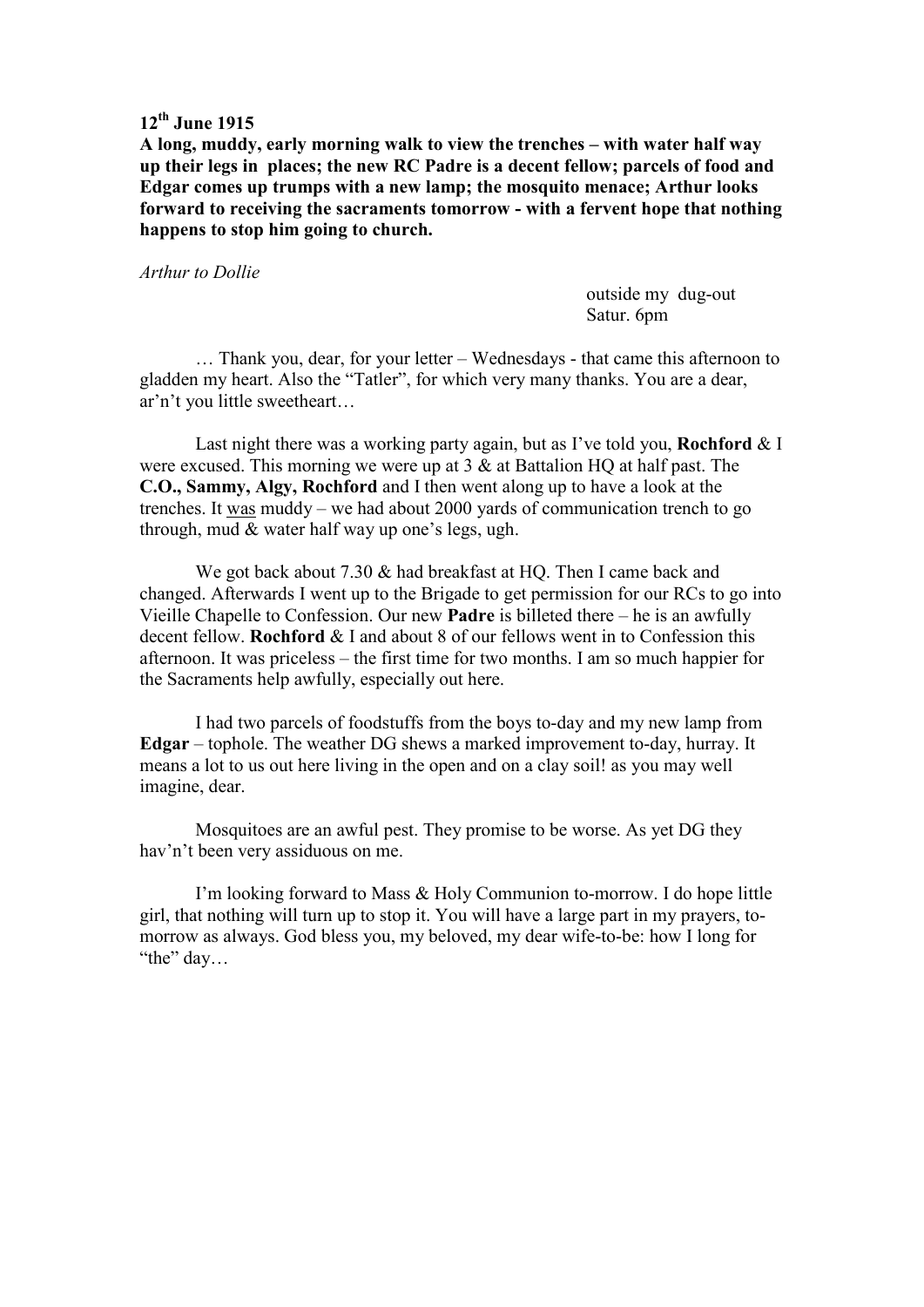**12th June 1915**

**A long, muddy, early morning walk to view the trenches – with water half way up their legs in places; the new RC Padre is a decent fellow; parcels of food and Edgar comes up trumps with a new lamp; the mosquito menace; Arthur looks forward to receiving the sacraments tomorrow - with a fervent hope that nothing happens to stop him going to church.**

*Arthur to Dollie*

outside my dug-out
Satur. 6pm

… Thank you, dear, for your letter – Wednesdays - that came this afternoon to gladden my heart. Also the "Tatler", for which very many thanks. You are a dear, ar'n't you little sweetheart…

Last night there was a working party again, but as I've told you, **Rochford** & I were excused. This morning we were up at 3 & at Battalion HQ at half past. The **C.O., Sammy, Algy, Rochford** and I then went along up to have a look at the trenches. It was muddy – we had about 2000 yards of communication trench to go through, mud & water half way up one's legs, ugh.

We got back about 7.30 & had breakfast at HQ. Then I came back and changed. Afterwards I went up to the Brigade to get permission for our RCs to go into Vieille Chapelle to Confession. Our new **Padre** is billeted there – he is an awfully decent fellow. **Rochford** & I and about 8 of our fellows went in to Confession this afternoon. It was priceless – the first time for two months. I am so much happier for the Sacraments help awfully, especially out here.

I had two parcels of foodstuffs from the boys to-day and my new lamp from **Edgar** – tophole. The weather DG shews a marked improvement to-day, hurray. It means a lot to us out here living in the open and on a clay soil! as you may well imagine, dear.

Mosquitoes are an awful pest. They promise to be worse. As yet DG they hav'n't been very assiduous on me.

I'm looking forward to Mass & Holy Communion to-morrow. I do hope little girl, that nothing will turn up to stop it. You will have a large part in my prayers, to-morrow as always. God bless you, my beloved, my dear wife-to-be: how I long for "the" day…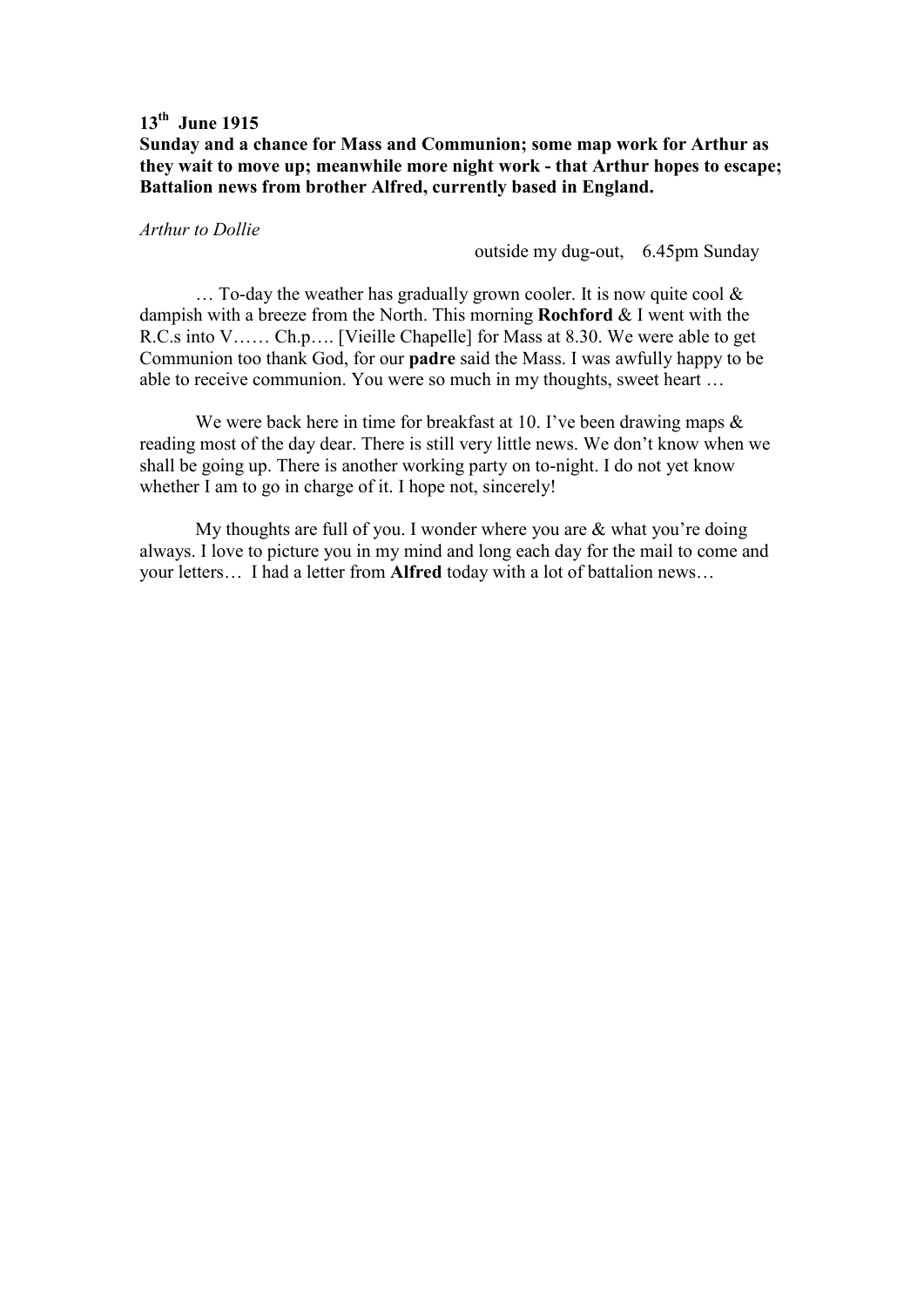**13th June 1915**

**Sunday and a chance for Mass and Communion; some map work for Arthur as they wait to move up; meanwhile more night work - that Arthur hopes to escape; Battalion news from brother Alfred, currently based in England.**

*Arthur to Dollie*

outside my dug-out, 6.45pm Sunday

… To-day the weather has gradually grown cooler. It is now quite cool & dampish with a breeze from the North. This morning **Rochford** & I went with the R.C.s into V…… Ch.p…. [Vieille Chapelle] for Mass at 8.30. We were able to get Communion too thank God, for our **padre** said the Mass. I was awfully happy to be able to receive communion. You were so much in my thoughts, sweet heart …

We were back here in time for breakfast at 10. I've been drawing maps & reading most of the day dear. There is still very little news. We don't know when we shall be going up. There is another working party on to-night. I do not yet know whether I am to go in charge of it. I hope not, sincerely!

My thoughts are full of you. I wonder where you are & what you're doing always. I love to picture you in my mind and long each day for the mail to come and your letters… I had a letter from **Alfred** today with a lot of battalion news…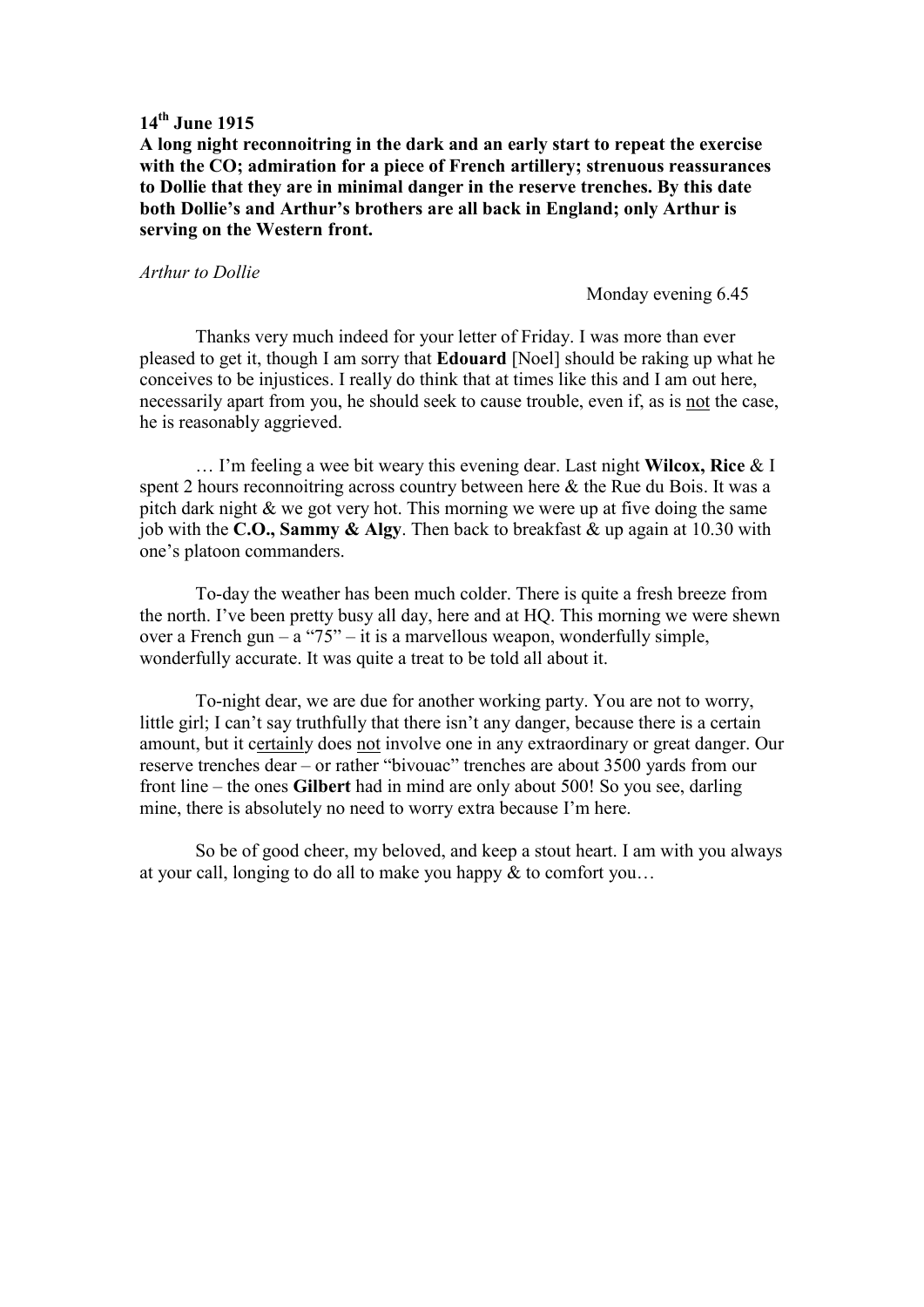**14th June 1915**

**A long night reconnoitring in the dark and an early start to repeat the exercise with the CO; admiration for a piece of French artillery; strenuous reassurances to Dollie that they are in minimal danger in the reserve trenches. By this date both Dollie's and Arthur's brothers are all back in England; only Arthur is serving on the Western front.**

*Arthur to Dollie*

Monday evening 6.45

Thanks very much indeed for your letter of Friday. I was more than ever pleased to get it, though I am sorry that **Edouard** [Noel] should be raking up what he conceives to be injustices. I really do think that at times like this and I am out here, necessarily apart from you, he should seek to cause trouble, even if, as is <u>not</u> the case, he is reasonably aggrieved.

… I'm feeling a wee bit weary this evening dear. Last night **Wilcox, Rice** & I spent 2 hours reconnoitring across country between here & the Rue du Bois. It was a pitch dark night & we got very hot. This morning we were up at five doing the same job with the **C.O., Sammy & Algy**. Then back to breakfast & up again at 10.30 with one's platoon commanders.

To-day the weather has been much colder. There is quite a fresh breeze from the north. I've been pretty busy all day, here and at HQ. This morning we were shewn over a French gun – a "75" – it is a marvellous weapon, wonderfully simple, wonderfully accurate. It was quite a treat to be told all about it.

To-night dear, we are due for another working party. You are not to worry, little girl; I can't say truthfully that there isn't any danger, because there is a certain amount, but it c<u>ertainly</u> does <u>not</u> involve one in any extraordinary or great danger. Our reserve trenches dear – or rather "bivouac" trenches are about 3500 yards from our front line – the ones **Gilbert** had in mind are only about 500! So you see, darling mine, there is absolutely no need to worry extra because I'm here.

So be of good cheer, my beloved, and keep a stout heart. I am with you always at your call, longing to do all to make you happy & to comfort you…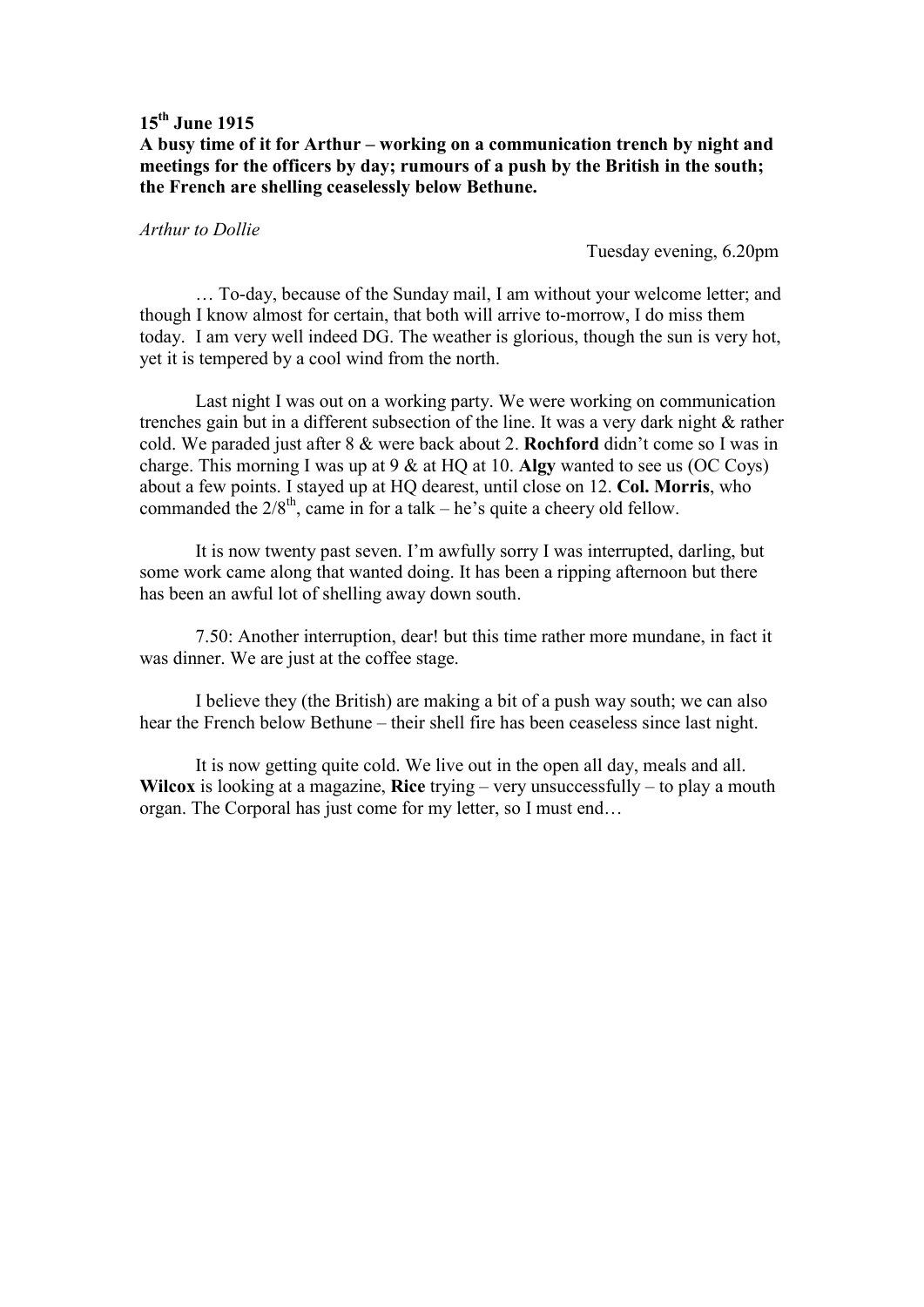**15th June 1915**

**A busy time of it for Arthur – working on a communication trench by night and meetings for the officers by day; rumours of a push by the British in the south; the French are shelling ceaselessly below Bethune.**

*Arthur to Dollie*

Tuesday evening, 6.20pm

… To-day, because of the Sunday mail, I am without your welcome letter; and though I know almost for certain, that both will arrive to-morrow, I do miss them today. I am very well indeed DG. The weather is glorious, though the sun is very hot, yet it is tempered by a cool wind from the north.

Last night I was out on a working party. We were working on communication trenches gain but in a different subsection of the line. It was a very dark night & rather cold. We paraded just after 8 & were back about 2. **Rochford** didn't come so I was in charge. This morning I was up at 9 & at HQ at 10. **Algy** wanted to see us (OC Coys) about a few points. I stayed up at HQ dearest, until close on 12. **Col. Morris**, who commanded the 2/8th, came in for a talk – he's quite a cheery old fellow.

It is now twenty past seven. I'm awfully sorry I was interrupted, darling, but some work came along that wanted doing. It has been a ripping afternoon but there has been an awful lot of shelling away down south.

7.50: Another interruption, dear! but this time rather more mundane, in fact it was dinner. We are just at the coffee stage.

I believe they (the British) are making a bit of a push way south; we can also hear the French below Bethune – their shell fire has been ceaseless since last night.

It is now getting quite cold. We live out in the open all day, meals and all. **Wilcox** is looking at a magazine, **Rice** trying – very unsuccessfully – to play a mouth organ. The Corporal has just come for my letter, so I must end…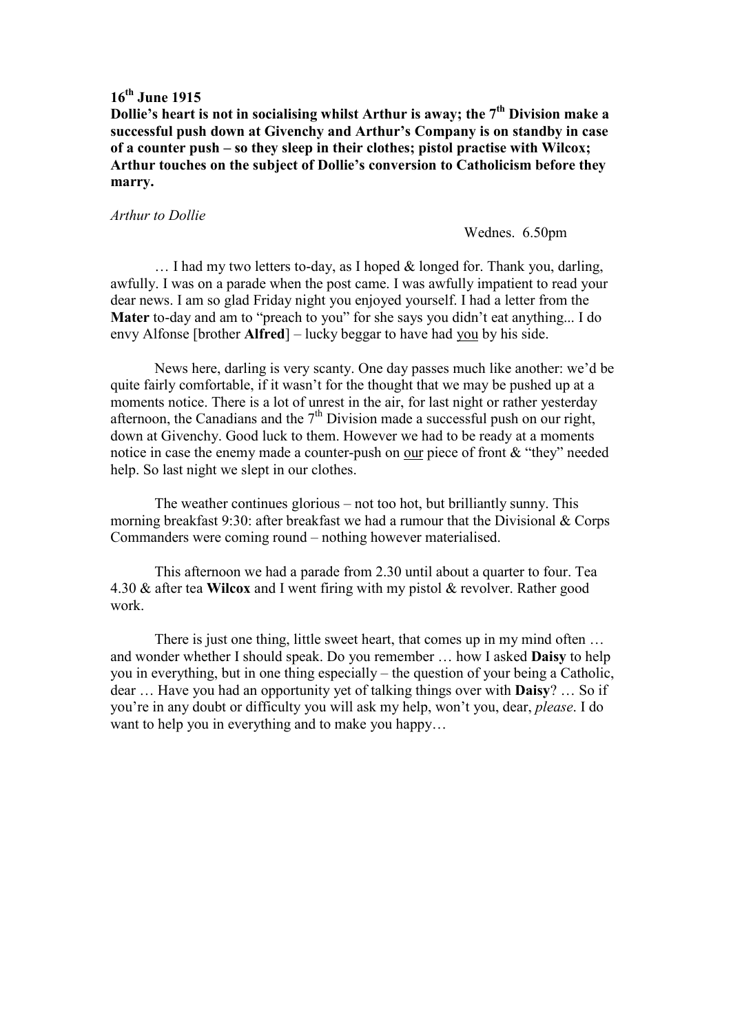**16th June 1915**

**Dollie's heart is not in socialising whilst Arthur is away; the 7th Division make a successful push down at Givenchy and Arthur's Company is on standby in case of a counter push – so they sleep in their clothes; pistol practise with Wilcox; Arthur touches on the subject of Dollie's conversion to Catholicism before they marry.**

*Arthur to Dollie*

Wednes. 6.50pm

… I had my two letters to-day, as I hoped & longed for. Thank you, darling, awfully. I was on a parade when the post came. I was awfully impatient to read your dear news. I am so glad Friday night you enjoyed yourself. I had a letter from the **Mater** to-day and am to "preach to you" for she says you didn't eat anything... I do envy Alfonse [brother **Alfred**] – lucky beggar to have had you by his side.

News here, darling is very scanty. One day passes much like another: we'd be quite fairly comfortable, if it wasn't for the thought that we may be pushed up at a moments notice. There is a lot of unrest in the air, for last night or rather yesterday afternoon, the Canadians and the 7th Division made a successful push on our right, down at Givenchy. Good luck to them. However we had to be ready at a moments notice in case the enemy made a counter-push on our piece of front & "they" needed help. So last night we slept in our clothes.

The weather continues glorious – not too hot, but brilliantly sunny. This morning breakfast 9:30: after breakfast we had a rumour that the Divisional & Corps Commanders were coming round – nothing however materialised.

This afternoon we had a parade from 2.30 until about a quarter to four. Tea 4.30 & after tea **Wilcox** and I went firing with my pistol & revolver. Rather good work.

There is just one thing, little sweet heart, that comes up in my mind often … and wonder whether I should speak. Do you remember … how I asked **Daisy** to help you in everything, but in one thing especially – the question of your being a Catholic, dear … Have you had an opportunity yet of talking things over with **Daisy**? … So if you're in any doubt or difficulty you will ask my help, won't you, dear, *please*. I do want to help you in everything and to make you happy…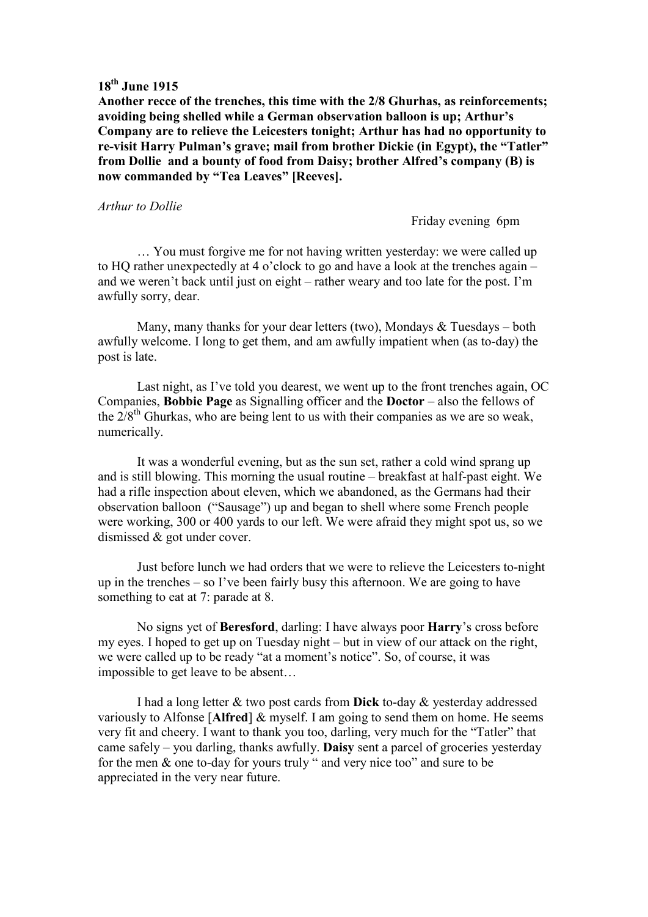**18th June 1915**

**Another recce of the trenches, this time with the 2/8 Ghurhas, as reinforcements; avoiding being shelled while a German observation balloon is up; Arthur's Company are to relieve the Leicesters tonight; Arthur has had no opportunity to re-visit Harry Pulman's grave; mail from brother Dickie (in Egypt), the "Tatler" from Dollie and a bounty of food from Daisy; brother Alfred's company (B) is now commanded by "Tea Leaves" [Reeves].**

*Arthur to Dollie*

Friday evening 6pm

… You must forgive me for not having written yesterday: we were called up to HQ rather unexpectedly at 4 o'clock to go and have a look at the trenches again – and we weren't back until just on eight – rather weary and too late for the post. I'm awfully sorry, dear.

Many, many thanks for your dear letters (two), Mondays & Tuesdays – both awfully welcome. I long to get them, and am awfully impatient when (as to-day) the post is late.

Last night, as I've told you dearest, we went up to the front trenches again, OC Companies, **Bobbie Page** as Signalling officer and the **Doctor** – also the fellows of the 2/8th Ghurkas, who are being lent to us with their companies as we are so weak, numerically.

It was a wonderful evening, but as the sun set, rather a cold wind sprang up and is still blowing. This morning the usual routine – breakfast at half-past eight. We had a rifle inspection about eleven, which we abandoned, as the Germans had their observation balloon ("Sausage") up and began to shell where some French people were working, 300 or 400 yards to our left. We were afraid they might spot us, so we dismissed & got under cover.

Just before lunch we had orders that we were to relieve the Leicesters to-night up in the trenches – so I've been fairly busy this afternoon. We are going to have something to eat at 7: parade at 8.

No signs yet of **Beresford**, darling: I have always poor **Harry**'s cross before my eyes. I hoped to get up on Tuesday night – but in view of our attack on the right, we were called up to be ready "at a moment's notice". So, of course, it was impossible to get leave to be absent…

I had a long letter & two post cards from **Dick** to-day & yesterday addressed variously to Alfonse [**Alfred**] & myself. I am going to send them on home. He seems very fit and cheery. I want to thank you too, darling, very much for the "Tatler" that came safely – you darling, thanks awfully. **Daisy** sent a parcel of groceries yesterday for the men & one to-day for yours truly " and very nice too" and sure to be appreciated in the very near future.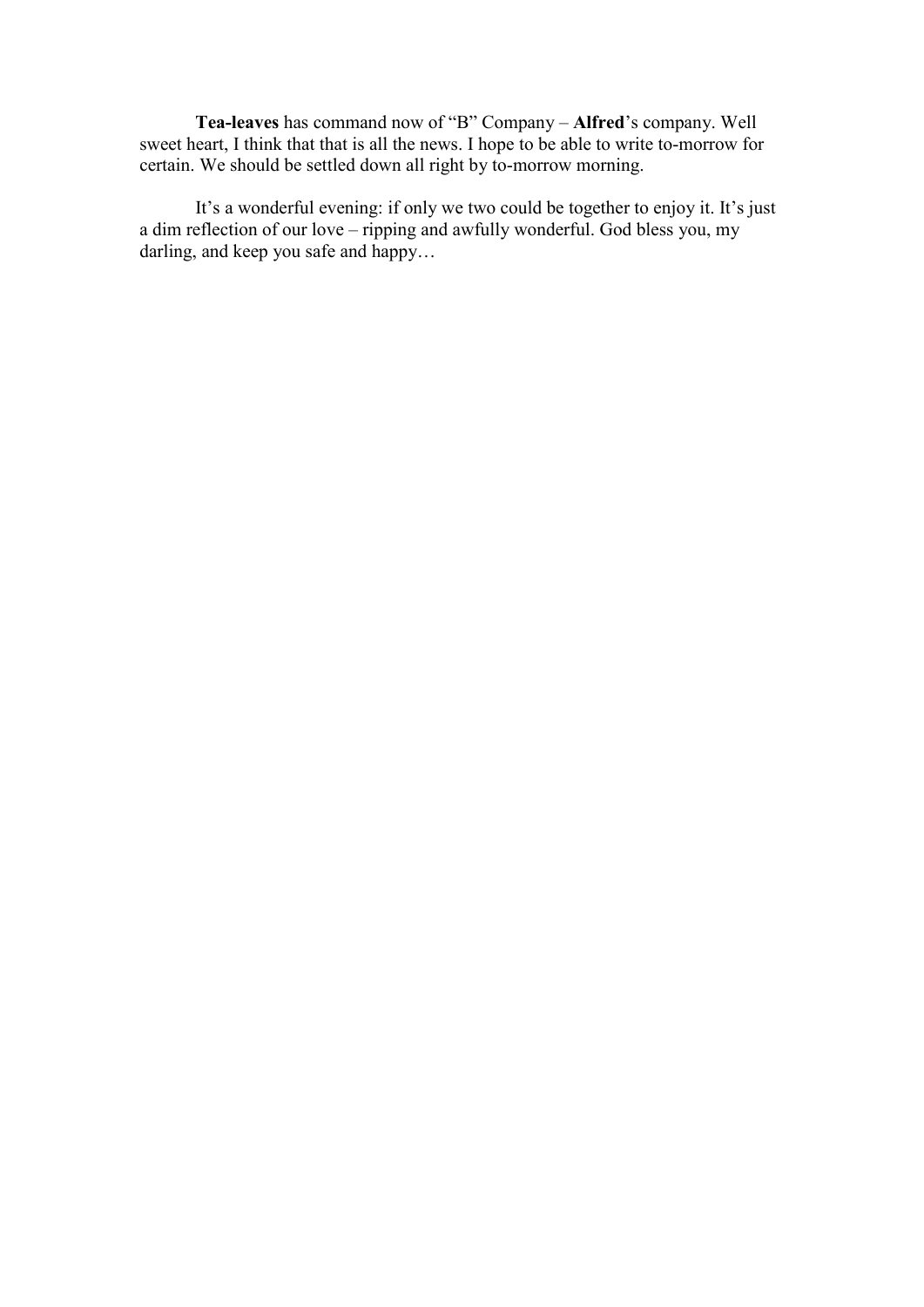**Tea-leaves** has command now of “B” Company – **Alfred**’s company. Well sweet heart, I think that that is all the news. I hope to be able to write to-morrow for certain. We should be settled down all right by to-morrow morning.

It’s a wonderful evening: if only we two could be together to enjoy it. It’s just a dim reflection of our love – ripping and awfully wonderful. God bless you, my darling, and keep you safe and happy…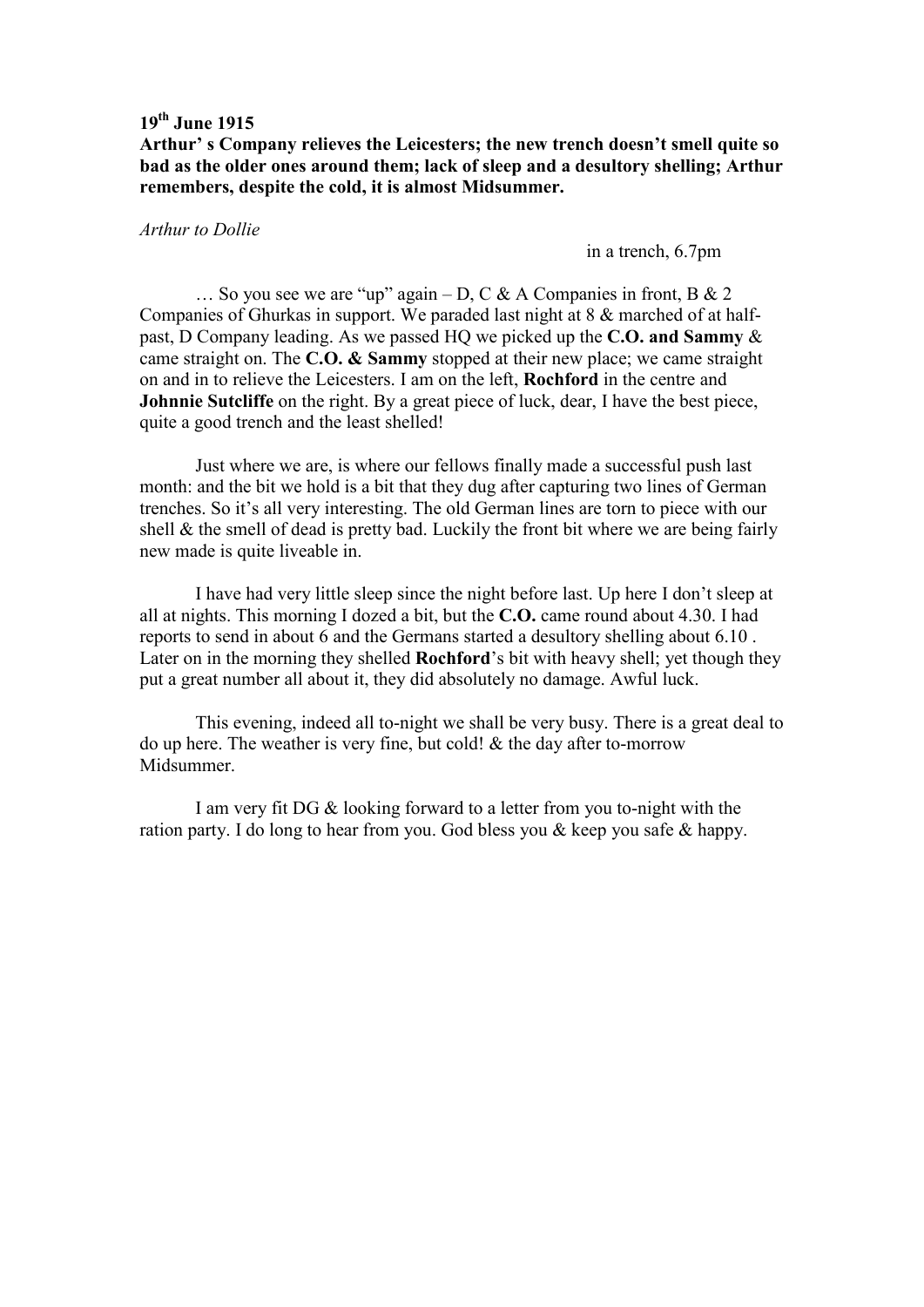**19th June 1915**

**Arthur' s Company relieves the Leicesters; the new trench doesn't smell quite so bad as the older ones around them; lack of sleep and a desultory shelling; Arthur remembers, despite the cold, it is almost Midsummer.**

*Arthur to Dollie*

in a trench, 6.7pm

… So you see we are "up" again – D, C & A Companies in front, B & 2 Companies of Ghurkas in support. We paraded last night at 8 & marched of at half-past, D Company leading. As we passed HQ we picked up the **C.O. and Sammy** & came straight on. The **C.O. & Sammy** stopped at their new place; we came straight on and in to relieve the Leicesters. I am on the left, **Rochford** in the centre and **Johnnie Sutcliffe** on the right. By a great piece of luck, dear, I have the best piece, quite a good trench and the least shelled!

Just where we are, is where our fellows finally made a successful push last month: and the bit we hold is a bit that they dug after capturing two lines of German trenches. So it's all very interesting. The old German lines are torn to piece with our shell & the smell of dead is pretty bad. Luckily the front bit where we are being fairly new made is quite liveable in.

I have had very little sleep since the night before last. Up here I don't sleep at all at nights. This morning I dozed a bit, but the **C.O.** came round about 4.30. I had reports to send in about 6 and the Germans started a desultory shelling about 6.10 . Later on in the morning they shelled **Rochford**'s bit with heavy shell; yet though they put a great number all about it, they did absolutely no damage. Awful luck.

This evening, indeed all to-night we shall be very busy. There is a great deal to do up here. The weather is very fine, but cold! & the day after to-morrow Midsummer.

I am very fit DG & looking forward to a letter from you to-night with the ration party. I do long to hear from you. God bless you & keep you safe & happy.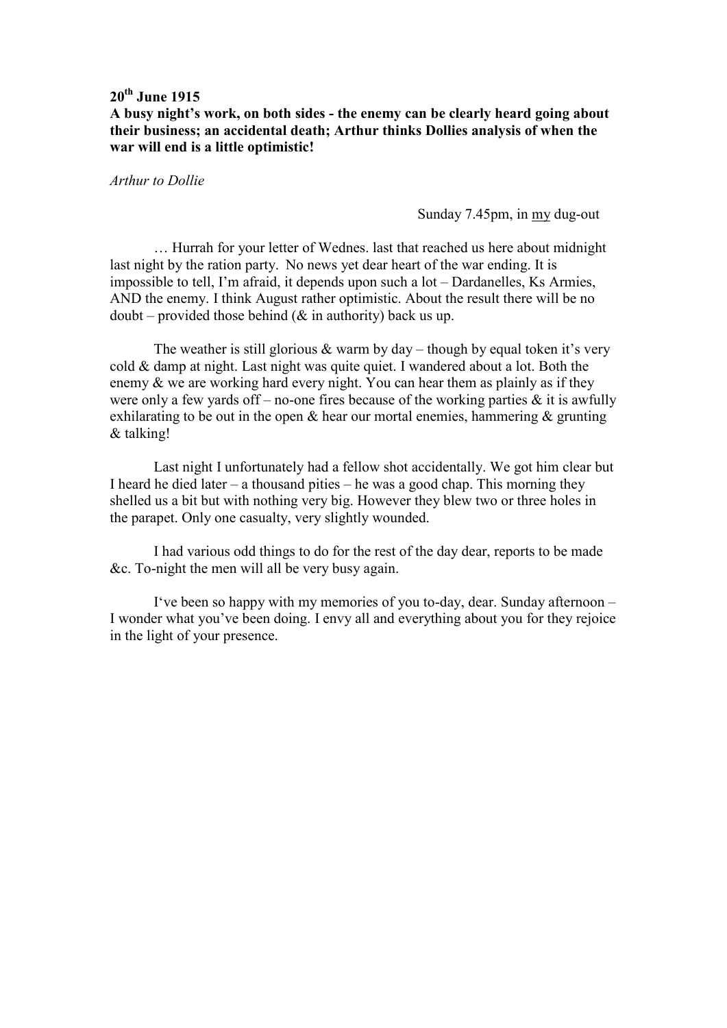**20th June 1915**

**A busy night's work, on both sides - the enemy can be clearly heard going about their business; an accidental death; Arthur thinks Dollies analysis of when the war will end is a little optimistic!**

*Arthur to Dollie*

Sunday 7.45pm, in my dug-out

… Hurrah for your letter of Wednes. last that reached us here about midnight last night by the ration party. No news yet dear heart of the war ending. It is impossible to tell, I'm afraid, it depends upon such a lot – Dardanelles, Ks Armies, AND the enemy. I think August rather optimistic. About the result there will be no doubt – provided those behind (& in authority) back us up.

The weather is still glorious & warm by day – though by equal token it's very cold & damp at night. Last night was quite quiet. I wandered about a lot. Both the enemy & we are working hard every night. You can hear them as plainly as if they were only a few yards off – no-one fires because of the working parties & it is awfully exhilarating to be out in the open & hear our mortal enemies, hammering & grunting & talking!

Last night I unfortunately had a fellow shot accidentally. We got him clear but I heard he died later – a thousand pities – he was a good chap. This morning they shelled us a bit but with nothing very big. However they blew two or three holes in the parapet. Only one casualty, very slightly wounded.

I had various odd things to do for the rest of the day dear, reports to be made &c. To-night the men will all be very busy again.

I've been so happy with my memories of you to-day, dear. Sunday afternoon – I wonder what you've been doing. I envy all and everything about you for they rejoice in the light of your presence.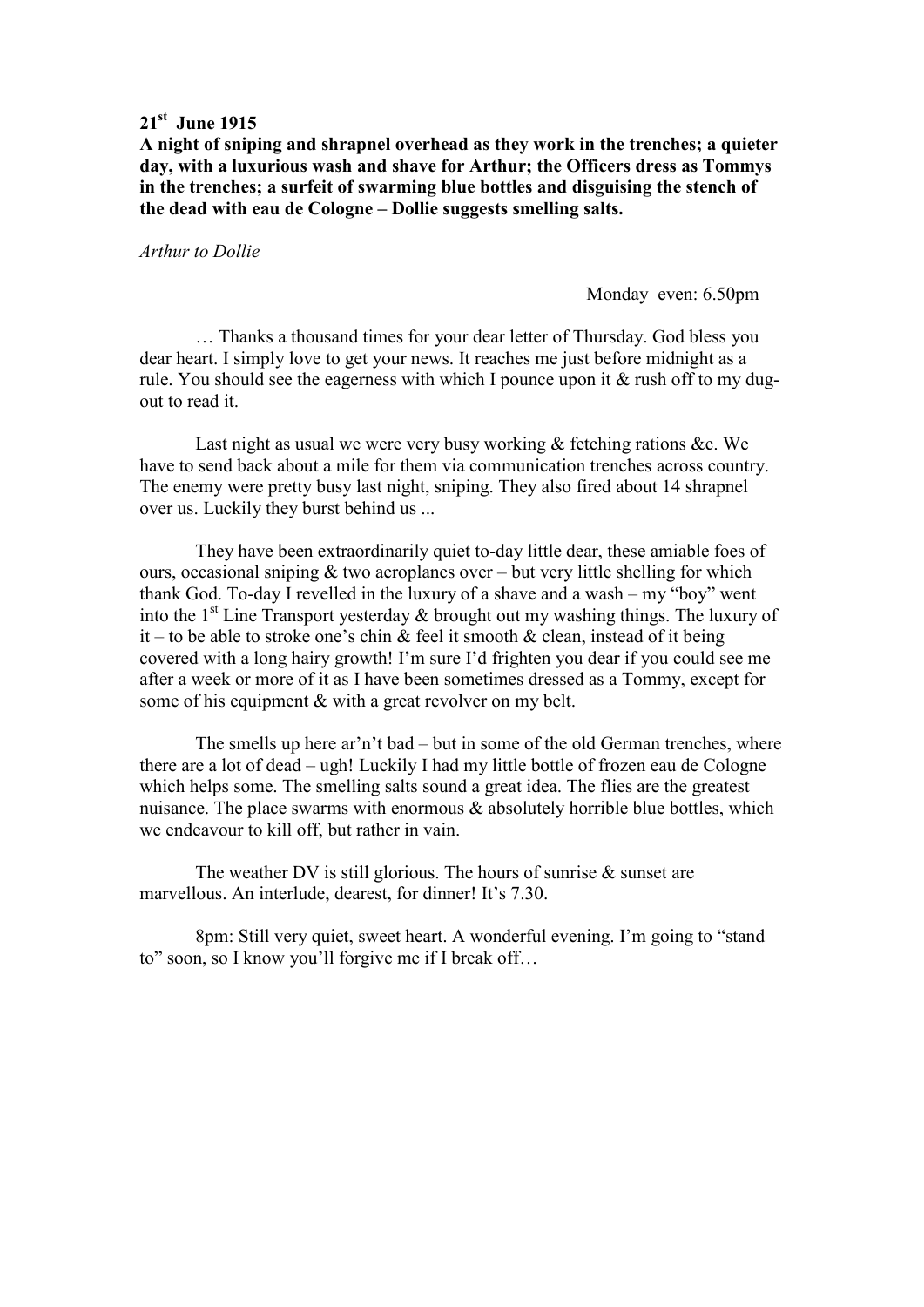**21st June 1915**

**A night of sniping and shrapnel overhead as they work in the trenches; a quieter day, with a luxurious wash and shave for Arthur; the Officers dress as Tommys in the trenches; a surfeit of swarming blue bottles and disguising the stench of the dead with eau de Cologne – Dollie suggests smelling salts.**

*Arthur to Dollie*

Monday even: 6.50pm

… Thanks a thousand times for your dear letter of Thursday. God bless you dear heart. I simply love to get your news. It reaches me just before midnight as a rule. You should see the eagerness with which I pounce upon it & rush off to my dug-out to read it.

Last night as usual we were very busy working & fetching rations &c. We have to send back about a mile for them via communication trenches across country. The enemy were pretty busy last night, sniping. They also fired about 14 shrapnel over us. Luckily they burst behind us ...

They have been extraordinarily quiet to-day little dear, these amiable foes of ours, occasional sniping & two aeroplanes over – but very little shelling for which thank God. To-day I revelled in the luxury of a shave and a wash – my "boy" went into the 1st Line Transport yesterday & brought out my washing things. The luxury of it – to be able to stroke one's chin & feel it smooth & clean, instead of it being covered with a long hairy growth! I'm sure I'd frighten you dear if you could see me after a week or more of it as I have been sometimes dressed as a Tommy, except for some of his equipment & with a great revolver on my belt.

The smells up here ar'n't bad – but in some of the old German trenches, where there are a lot of dead – ugh! Luckily I had my little bottle of frozen eau de Cologne which helps some. The smelling salts sound a great idea. The flies are the greatest nuisance. The place swarms with enormous & absolutely horrible blue bottles, which we endeavour to kill off, but rather in vain.

The weather DV is still glorious. The hours of sunrise & sunset are marvellous. An interlude, dearest, for dinner! It's 7.30.

8pm: Still very quiet, sweet heart. A wonderful evening. I'm going to "stand to" soon, so I know you'll forgive me if I break off…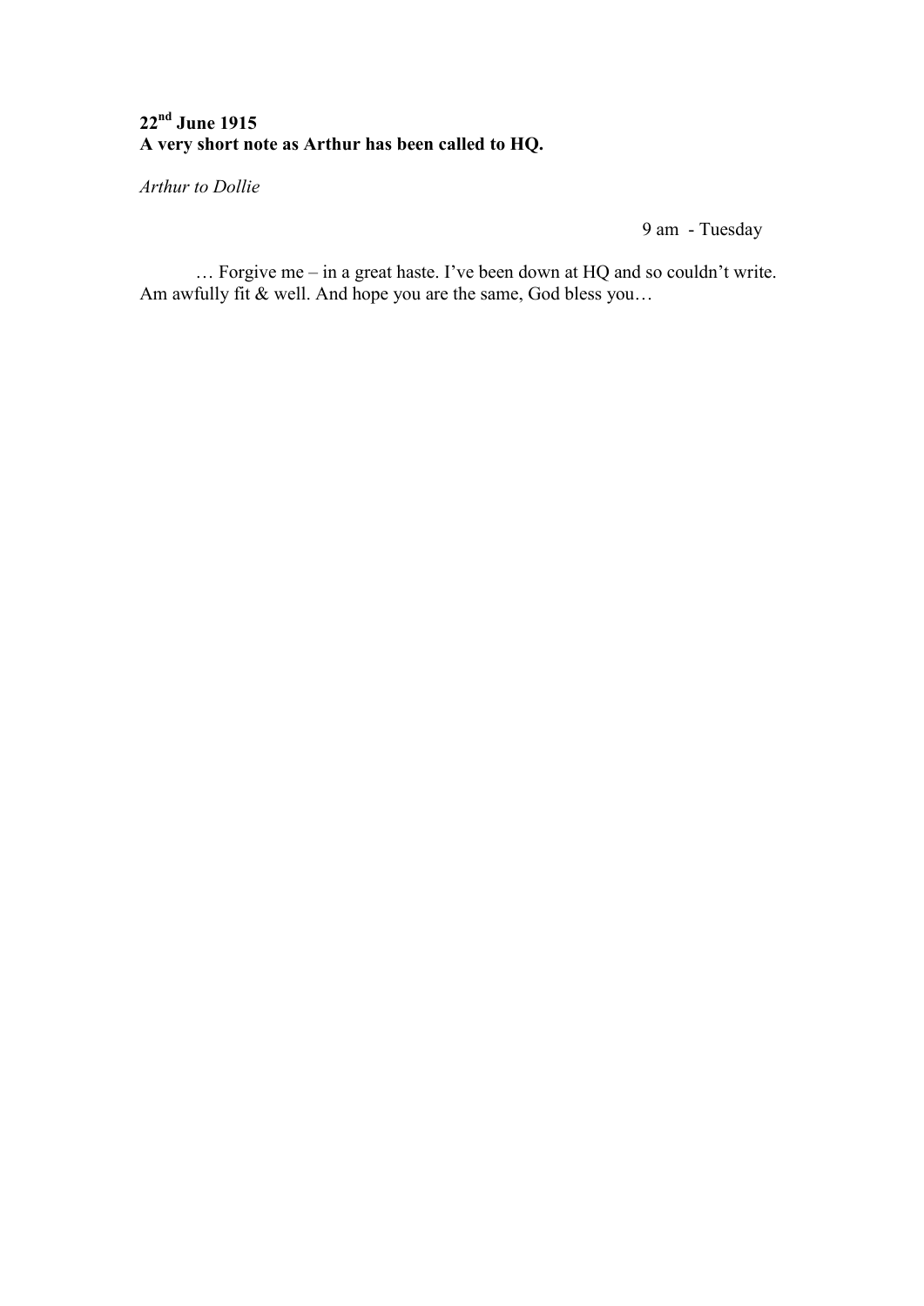**22nd June 1915**
**A very short note as Arthur has been called to HQ.**

*Arthur to Dollie*

9 am - Tuesday

… Forgive me – in a great haste. I've been down at HQ and so couldn't write. Am awfully fit & well. And hope you are the same, God bless you…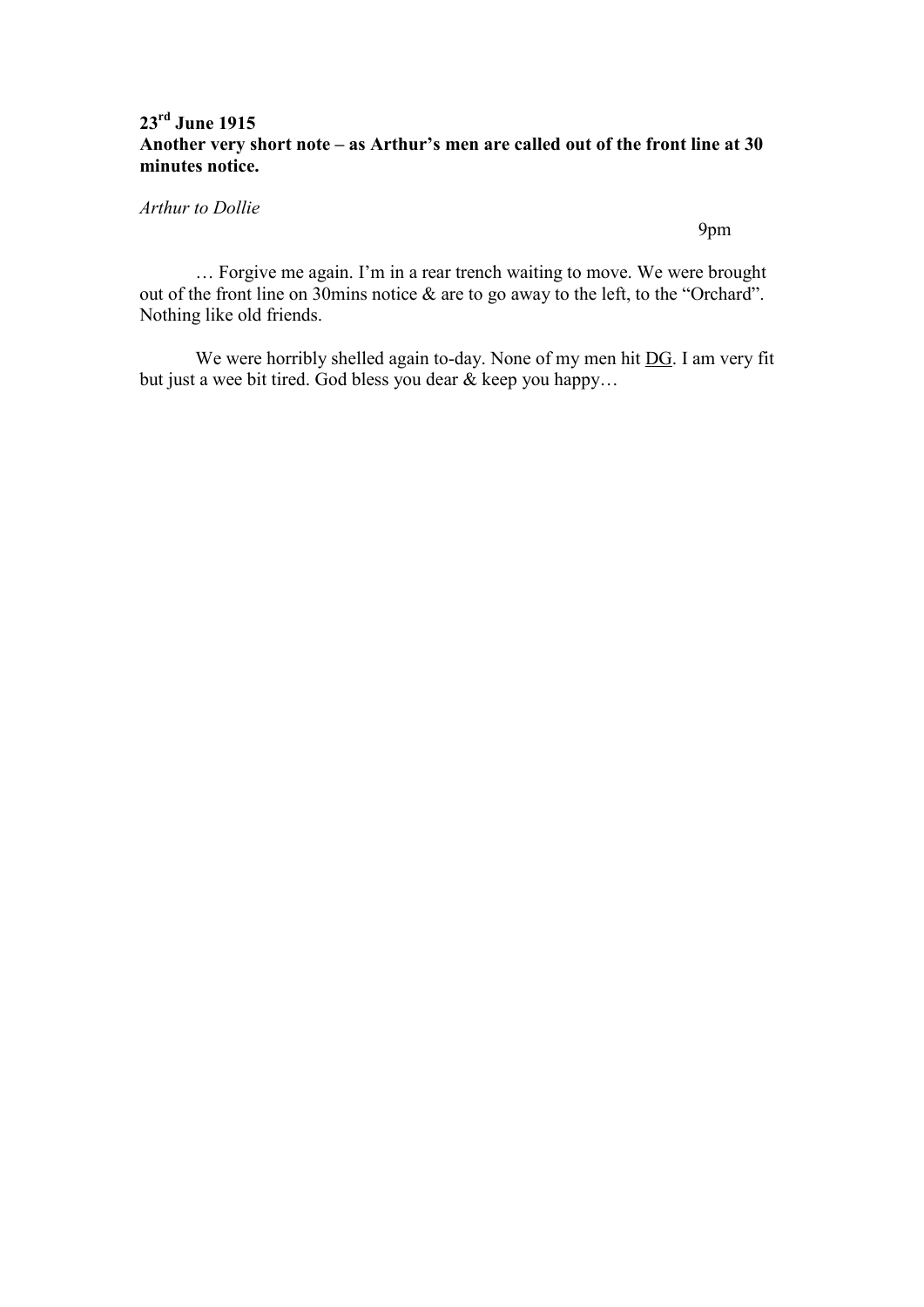**23rd June 1915**
**Another very short note – as Arthur's men are called out of the front line at 30 minutes notice.**

*Arthur to Dollie*

9pm

… Forgive me again. I'm in a rear trench waiting to move. We were brought out of the front line on 30mins notice & are to go away to the left, to the "Orchard". Nothing like old friends.

We were horribly shelled again to-day. None of my men hit <u>DG</u>. I am very fit but just a wee bit tired. God bless you dear & keep you happy…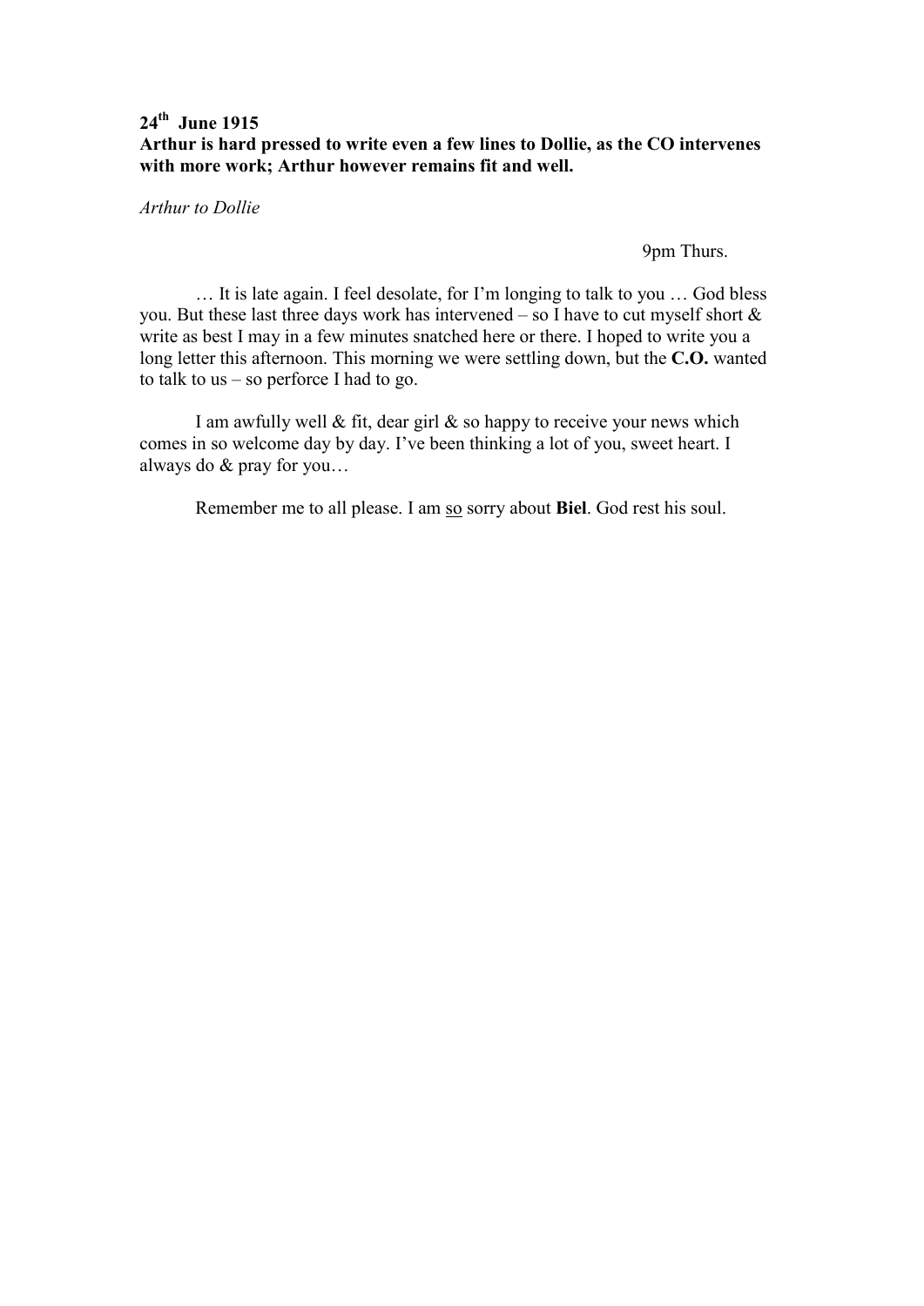**24th June 1915**
**Arthur is hard pressed to write even a few lines to Dollie, as the CO intervenes with more work; Arthur however remains fit and well.**

*Arthur to Dollie*

9pm Thurs.

… It is late again. I feel desolate, for I'm longing to talk to you … God bless you. But these last three days work has intervened – so I have to cut myself short & write as best I may in a few minutes snatched here or there. I hoped to write you a long letter this afternoon. This morning we were settling down, but the **C.O.** wanted to talk to us – so perforce I had to go.

I am awfully well & fit, dear girl & so happy to receive your news which comes in so welcome day by day. I've been thinking a lot of you, sweet heart. I always do & pray for you…

Remember me to all please. I am <u>so</u> sorry about **Biel**. God rest his soul.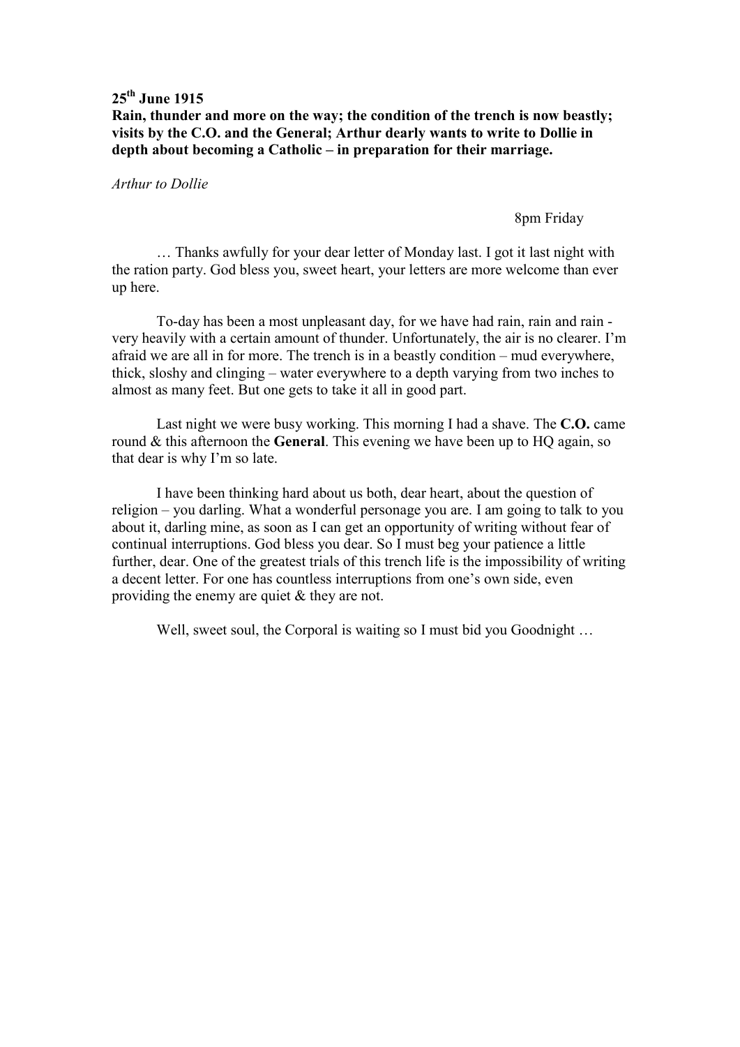**25th June 1915**
**Rain, thunder and more on the way; the condition of the trench is now beastly; visits by the C.O. and the General; Arthur dearly wants to write to Dollie in depth about becoming a Catholic – in preparation for their marriage.**

*Arthur to Dollie*

8pm Friday

… Thanks awfully for your dear letter of Monday last. I got it last night with the ration party. God bless you, sweet heart, your letters are more welcome than ever up here.

To-day has been a most unpleasant day, for we have had rain, rain and rain - very heavily with a certain amount of thunder. Unfortunately, the air is no clearer. I'm afraid we are all in for more. The trench is in a beastly condition – mud everywhere, thick, sloshy and clinging – water everywhere to a depth varying from two inches to almost as many feet. But one gets to take it all in good part.

Last night we were busy working. This morning I had a shave. The **C.O.** came round & this afternoon the **General**. This evening we have been up to HQ again, so that dear is why I'm so late.

I have been thinking hard about us both, dear heart, about the question of religion – you darling. What a wonderful personage you are. I am going to talk to you about it, darling mine, as soon as I can get an opportunity of writing without fear of continual interruptions. God bless you dear. So I must beg your patience a little further, dear. One of the greatest trials of this trench life is the impossibility of writing a decent letter. For one has countless interruptions from one's own side, even providing the enemy are quiet & they are not.

Well, sweet soul, the Corporal is waiting so I must bid you Goodnight …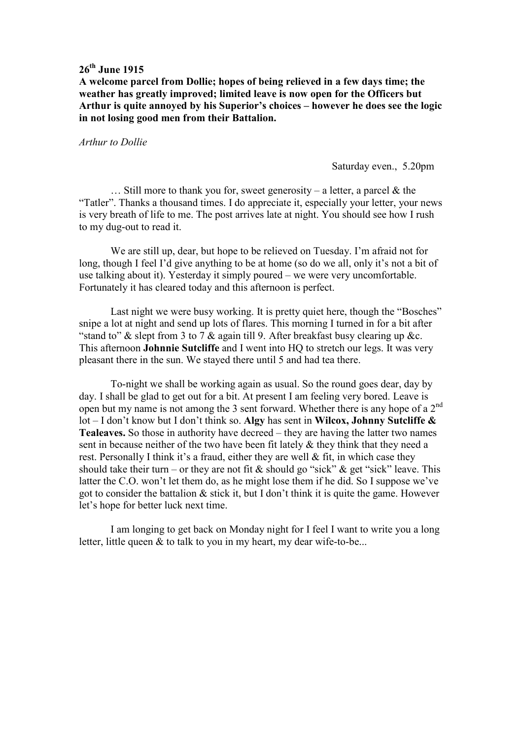**26th June 1915**

**A welcome parcel from Dollie; hopes of being relieved in a few days time; the weather has greatly improved; limited leave is now open for the Officers but Arthur is quite annoyed by his Superior's choices – however he does see the logic in not losing good men from their Battalion.**

*Arthur to Dollie*

Saturday even., 5.20pm

… Still more to thank you for, sweet generosity – a letter, a parcel & the "Tatler". Thanks a thousand times. I do appreciate it, especially your letter, your news is very breath of life to me. The post arrives late at night. You should see how I rush to my dug-out to read it.

We are still up, dear, but hope to be relieved on Tuesday. I'm afraid not for long, though I feel I'd give anything to be at home (so do we all, only it's not a bit of use talking about it). Yesterday it simply poured – we were very uncomfortable. Fortunately it has cleared today and this afternoon is perfect.

Last night we were busy working. It is pretty quiet here, though the "Bosches" snipe a lot at night and send up lots of flares. This morning I turned in for a bit after "stand to" & slept from 3 to 7 & again till 9. After breakfast busy clearing up &c. This afternoon **Johnnie Sutcliffe** and I went into HQ to stretch our legs. It was very pleasant there in the sun. We stayed there until 5 and had tea there.

To-night we shall be working again as usual. So the round goes dear, day by day. I shall be glad to get out for a bit. At present I am feeling very bored. Leave is open but my name is not among the 3 sent forward. Whether there is any hope of a 2nd lot – I don't know but I don't think so. **Algy** has sent in **Wilcox, Johnny Sutcliffe & Tealeaves.** So those in authority have decreed – they are having the latter two names sent in because neither of the two have been fit lately & they think that they need a rest. Personally I think it's a fraud, either they are well & fit, in which case they should take their turn – or they are not fit & should go "sick" & get "sick" leave. This latter the C.O. won't let them do, as he might lose them if he did. So I suppose we've got to consider the battalion & stick it, but I don't think it is quite the game. However let's hope for better luck next time.

I am longing to get back on Monday night for I feel I want to write you a long letter, little queen & to talk to you in my heart, my dear wife-to-be...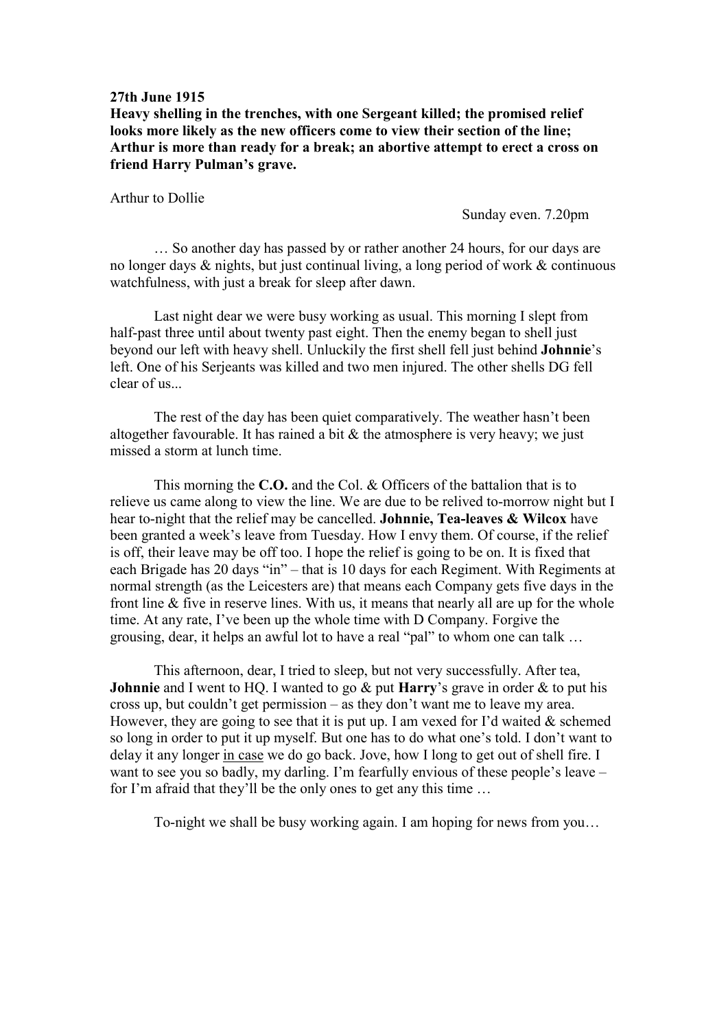**27th June 1915**

**Heavy shelling in the trenches, with one Sergeant killed; the promised relief looks more likely as the new officers come to view their section of the line; Arthur is more than ready for a break; an abortive attempt to erect a cross on friend Harry Pulman's grave.**

Arthur to Dollie

Sunday even. 7.20pm

… So another day has passed by or rather another 24 hours, for our days are no longer days & nights, but just continual living, a long period of work & continuous watchfulness, with just a break for sleep after dawn.

Last night dear we were busy working as usual. This morning I slept from half-past three until about twenty past eight. Then the enemy began to shell just beyond our left with heavy shell. Unluckily the first shell fell just behind **Johnnie**'s left. One of his Serjeants was killed and two men injured. The other shells DG fell clear of us...

The rest of the day has been quiet comparatively. The weather hasn't been altogether favourable. It has rained a bit & the atmosphere is very heavy; we just missed a storm at lunch time.

This morning the **C.O.** and the Col. & Officers of the battalion that is to relieve us came along to view the line. We are due to be relived to-morrow night but I hear to-night that the relief may be cancelled. **Johnnie, Tea-leaves & Wilcox** have been granted a week's leave from Tuesday. How I envy them. Of course, if the relief is off, their leave may be off too. I hope the relief is going to be on. It is fixed that each Brigade has 20 days "in" – that is 10 days for each Regiment. With Regiments at normal strength (as the Leicesters are) that means each Company gets five days in the front line & five in reserve lines. With us, it means that nearly all are up for the whole time. At any rate, I've been up the whole time with D Company. Forgive the grousing, dear, it helps an awful lot to have a real "pal" to whom one can talk …

This afternoon, dear, I tried to sleep, but not very successfully. After tea, **Johnnie** and I went to HQ. I wanted to go & put **Harry**'s grave in order & to put his cross up, but couldn't get permission – as they don't want me to leave my area. However, they are going to see that it is put up. I am vexed for I'd waited & schemed so long in order to put it up myself. But one has to do what one's told. I don't want to delay it any longer <u>in case</u> we do go back. Jove, how I long to get out of shell fire. I want to see you so badly, my darling. I'm fearfully envious of these people's leave – for I'm afraid that they'll be the only ones to get any this time …

To-night we shall be busy working again. I am hoping for news from you…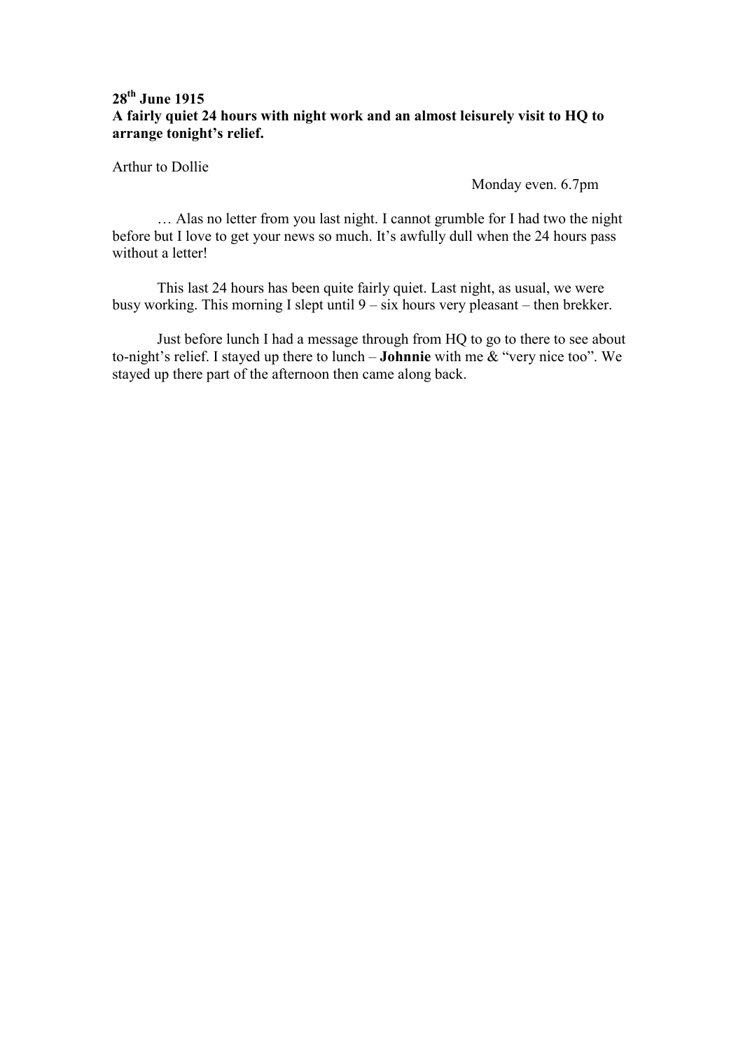**28th June 1915**
**A fairly quiet 24 hours with night work and an almost leisurely visit to HQ to arrange tonight's relief.**

Arthur to Dollie

Monday even. 6.7pm

… Alas no letter from you last night. I cannot grumble for I had two the night before but I love to get your news so much. It's awfully dull when the 24 hours pass without a letter!

This last 24 hours has been quite fairly quiet. Last night, as usual, we were busy working. This morning I slept until 9 – six hours very pleasant – then brekker.

Just before lunch I had a message through from HQ to go to there to see about to-night's relief. I stayed up there to lunch – **Johnnie** with me & "very nice too". We stayed up there part of the afternoon then came along back.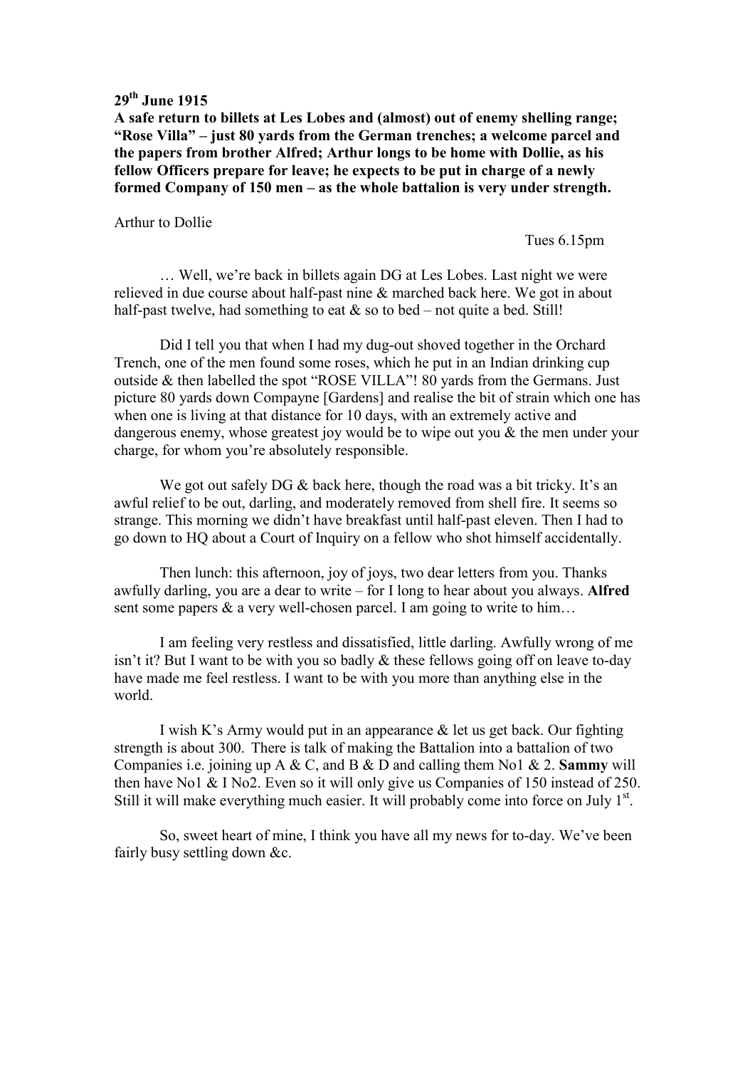**29th June 1915**

**A safe return to billets at Les Lobes and (almost) out of enemy shelling range; "Rose Villa" – just 80 yards from the German trenches; a welcome parcel and the papers from brother Alfred; Arthur longs to be home with Dollie, as his fellow Officers prepare for leave; he expects to be put in charge of a newly formed Company of 150 men – as the whole battalion is very under strength.**

Arthur to Dollie

Tues 6.15pm

… Well, we're back in billets again DG at Les Lobes. Last night we were relieved in due course about half-past nine & marched back here. We got in about half-past twelve, had something to eat & so to bed – not quite a bed. Still!

Did I tell you that when I had my dug-out shoved together in the Orchard Trench, one of the men found some roses, which he put in an Indian drinking cup outside & then labelled the spot "ROSE VILLA"! 80 yards from the Germans. Just picture 80 yards down Compayne [Gardens] and realise the bit of strain which one has when one is living at that distance for 10 days, with an extremely active and dangerous enemy, whose greatest joy would be to wipe out you & the men under your charge, for whom you're absolutely responsible.

We got out safely DG & back here, though the road was a bit tricky. It's an awful relief to be out, darling, and moderately removed from shell fire. It seems so strange. This morning we didn't have breakfast until half-past eleven. Then I had to go down to HQ about a Court of Inquiry on a fellow who shot himself accidentally.

Then lunch: this afternoon, joy of joys, two dear letters from you. Thanks awfully darling, you are a dear to write – for I long to hear about you always. **Alfred** sent some papers & a very well-chosen parcel. I am going to write to him…

I am feeling very restless and dissatisfied, little darling. Awfully wrong of me isn't it? But I want to be with you so badly & these fellows going off on leave to-day have made me feel restless. I want to be with you more than anything else in the world.

I wish K's Army would put in an appearance & let us get back. Our fighting strength is about 300. There is talk of making the Battalion into a battalion of two Companies i.e. joining up A & C, and B & D and calling them No1 & 2. **Sammy** will then have No1 & I No2. Even so it will only give us Companies of 150 instead of 250. Still it will make everything much easier. It will probably come into force on July 1st.

So, sweet heart of mine, I think you have all my news for to-day. We've been fairly busy settling down &c.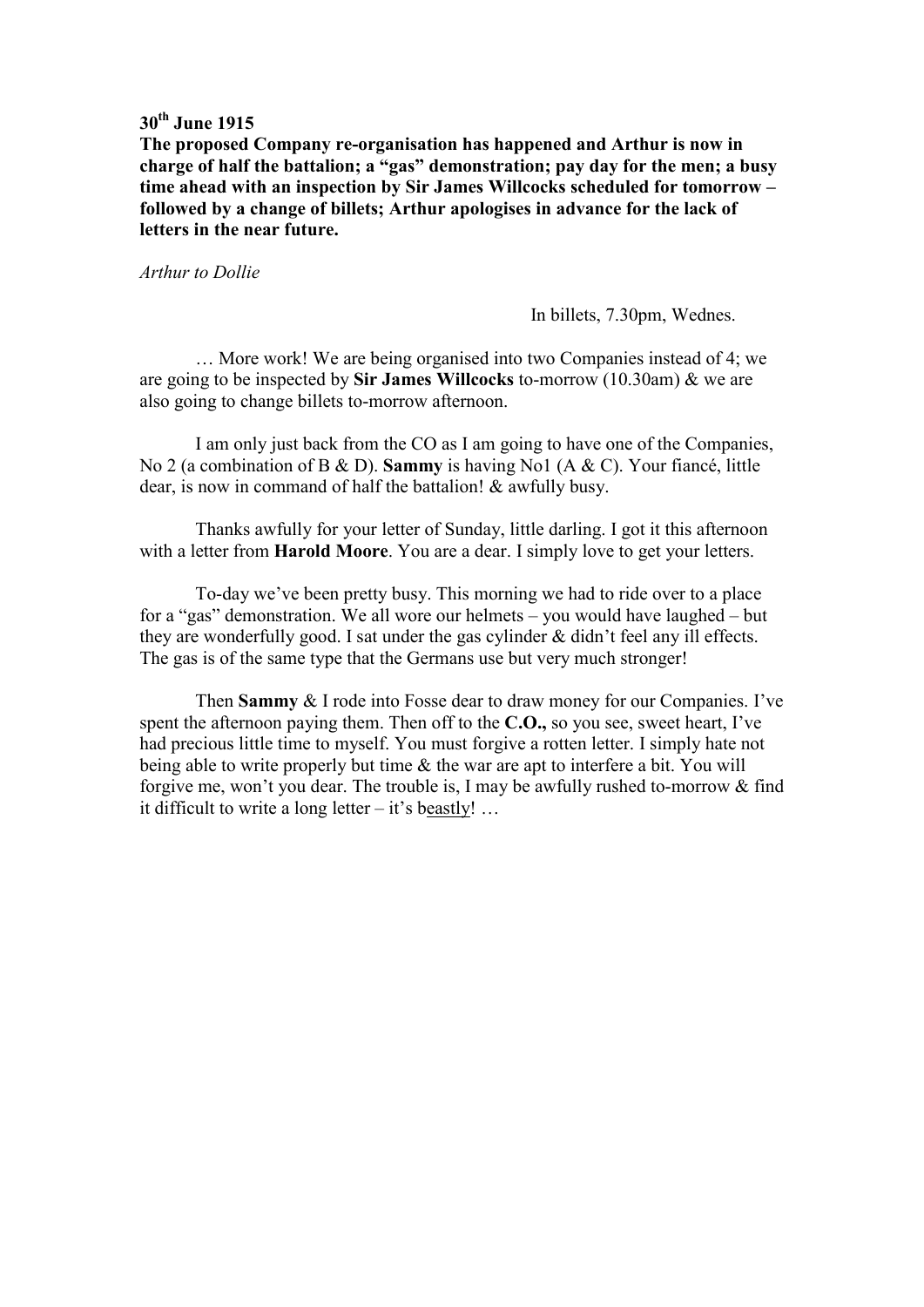**30th June 1915**

**The proposed Company re-organisation has happened and Arthur is now in charge of half the battalion; a "gas" demonstration; pay day for the men; a busy time ahead with an inspection by Sir James Willcocks scheduled for tomorrow – followed by a change of billets; Arthur apologises in advance for the lack of letters in the near future.**

*Arthur to Dollie*

In billets, 7.30pm, Wednes.

… More work! We are being organised into two Companies instead of 4; we are going to be inspected by **Sir James Willcocks** to-morrow (10.30am) & we are also going to change billets to-morrow afternoon.

I am only just back from the CO as I am going to have one of the Companies, No 2 (a combination of B & D). **Sammy** is having No1 (A & C). Your fiancé, little dear, is now in command of half the battalion! & awfully busy.

Thanks awfully for your letter of Sunday, little darling. I got it this afternoon with a letter from **Harold Moore**. You are a dear. I simply love to get your letters.

To-day we've been pretty busy. This morning we had to ride over to a place for a "gas" demonstration. We all wore our helmets – you would have laughed – but they are wonderfully good. I sat under the gas cylinder & didn't feel any ill effects. The gas is of the same type that the Germans use but very much stronger!

Then **Sammy** & I rode into Fosse dear to draw money for our Companies. I've spent the afternoon paying them. Then off to the **C.O.,** so you see, sweet heart, I've had precious little time to myself. You must forgive a rotten letter. I simply hate not being able to write properly but time & the war are apt to interfere a bit. You will forgive me, won't you dear. The trouble is, I may be awfully rushed to-morrow & find it difficult to write a long letter – it's beastly! …